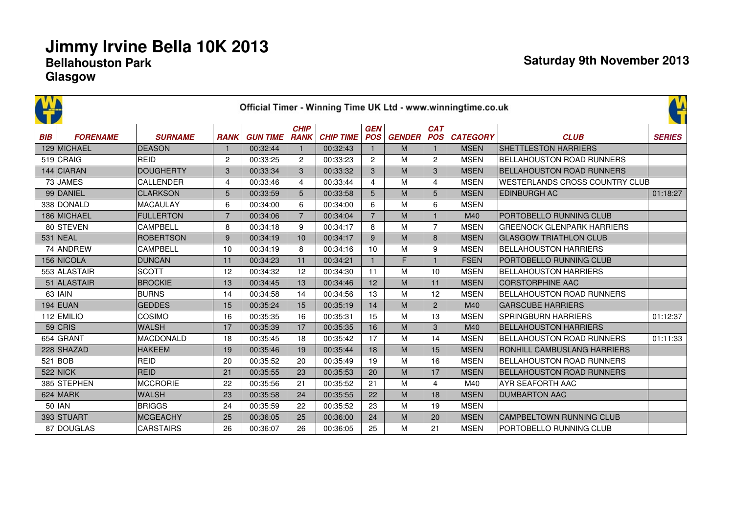# Jimmy Irvine Bella 10K 2013

## Bellahouston Park

## Glasgow

**Saturday 9th November 2013**

Official Timer - Winning Time UK Ltd - www.winningtime.co.uk

| BIB | FORENAME | SURNAME | RANK | GUN TIME | CHIP RANK | CHIP TIME | GEN POS | GENDER | CAT POS | CATEGORY | CLUB | SERIES |
|---|---|---|---|---|---|---|---|---|---|---|---|---|
| 129 | MICHAEL | DEASON | 1 | 00:32:44 | 1 | 00:32:43 | 1 | M | 1 | MSEN | SHETTLESTON HARRIERS | |
| 519 | CRAIG | REID | 2 | 00:33:25 | 2 | 00:33:23 | 2 | M | 2 | MSEN | BELLAHOUSTON ROAD RUNNERS | |
| 144 | CIARAN | DOUGHERTY | 3 | 00:33:34 | 3 | 00:33:32 | 3 | M | 3 | MSEN | BELLAHOUSTON ROAD RUNNERS | |
| 73 | JAMES | CALLENDER | 4 | 00:33:46 | 4 | 00:33:44 | 4 | M | 4 | MSEN | WESTERLANDS CROSS COUNTRY CLUB | |
| 99 | DANIEL | CLARKSON | 5 | 00:33:59 | 5 | 00:33:58 | 5 | M | 5 | MSEN | EDINBURGH AC | 01:18:27 |
| 338 | DONALD | MACAULAY | 6 | 00:34:00 | 6 | 00:34:00 | 6 | M | 6 | MSEN | | |
| 186 | MICHAEL | FULLERTON | 7 | 00:34:06 | 7 | 00:34:04 | 7 | M | 1 | M40 | PORTOBELLO RUNNING CLUB | |
| 80 | STEVEN | CAMPBELL | 8 | 00:34:18 | 9 | 00:34:17 | 8 | M | 7 | MSEN | GREENOCK GLENPARK HARRIERS | |
| 531 | NEAL | ROBERTSON | 9 | 00:34:19 | 10 | 00:34:17 | 9 | M | 8 | MSEN | GLASGOW TRIATHLON CLUB | |
| 74 | ANDREW | CAMPBELL | 10 | 00:34:19 | 8 | 00:34:16 | 10 | M | 9 | MSEN | BELLAHOUSTON HARRIERS | |
| 156 | NICOLA | DUNCAN | 11 | 00:34:23 | 11 | 00:34:21 | 1 | F | 1 | FSEN | PORTOBELLO RUNNING CLUB | |
| 553 | ALASTAIR | SCOTT | 12 | 00:34:32 | 12 | 00:34:30 | 11 | M | 10 | MSEN | BELLAHOUSTON HARRIERS | |
| 51 | ALASTAIR | BROCKIE | 13 | 00:34:45 | 13 | 00:34:46 | 12 | M | 11 | MSEN | CORSTORPHINE AAC | |
| 63 | IAIN | BURNS | 14 | 00:34:58 | 14 | 00:34:56 | 13 | M | 12 | MSEN | BELLAHOUSTON ROAD RUNNERS | |
| 194 | EUAN | GEDDES | 15 | 00:35:24 | 15 | 00:35:19 | 14 | M | 2 | M40 | GARSCUBE HARRIERS | |
| 112 | EMILIO | COSIMO | 16 | 00:35:35 | 16 | 00:35:31 | 15 | M | 13 | MSEN | SPRINGBURN HARRIERS | 01:12:37 |
| 59 | CRIS | WALSH | 17 | 00:35:39 | 17 | 00:35:35 | 16 | M | 3 | M40 | BELLAHOUSTON HARRIERS | |
| 654 | GRANT | MACDONALD | 18 | 00:35:45 | 18 | 00:35:42 | 17 | M | 14 | MSEN | BELLAHOUSTON ROAD RUNNERS | 01:11:33 |
| 228 | SHAZAD | HAKEEM | 19 | 00:35:46 | 19 | 00:35:44 | 18 | M | 15 | MSEN | RONHILL CAMBUSLANG HARRIERS | |
| 521 | BOB | REID | 20 | 00:35:52 | 20 | 00:35:49 | 19 | M | 16 | MSEN | BELLAHOUSTON ROAD RUNNERS | |
| 522 | NICK | REID | 21 | 00:35:55 | 23 | 00:35:53 | 20 | M | 17 | MSEN | BELLAHOUSTON ROAD RUNNERS | |
| 385 | STEPHEN | MCCRORIE | 22 | 00:35:56 | 21 | 00:35:52 | 21 | M | 4 | M40 | AYR SEAFORTH AAC | |
| 624 | MARK | WALSH | 23 | 00:35:58 | 24 | 00:35:55 | 22 | M | 18 | MSEN | DUMBARTON AAC | |
| 50 | IAN | BRIGGS | 24 | 00:35:59 | 22 | 00:35:52 | 23 | M | 19 | MSEN | | |
| 393 | STUART | MCGEACHY | 25 | 00:36:05 | 25 | 00:36:00 | 24 | M | 20 | MSEN | CAMPBELTOWN RUNNING CLUB | |
| 87 | DOUGLAS | CARSTAIRS | 26 | 00:36:07 | 26 | 00:36:05 | 25 | M | 21 | MSEN | PORTOBELLO RUNNING CLUB | |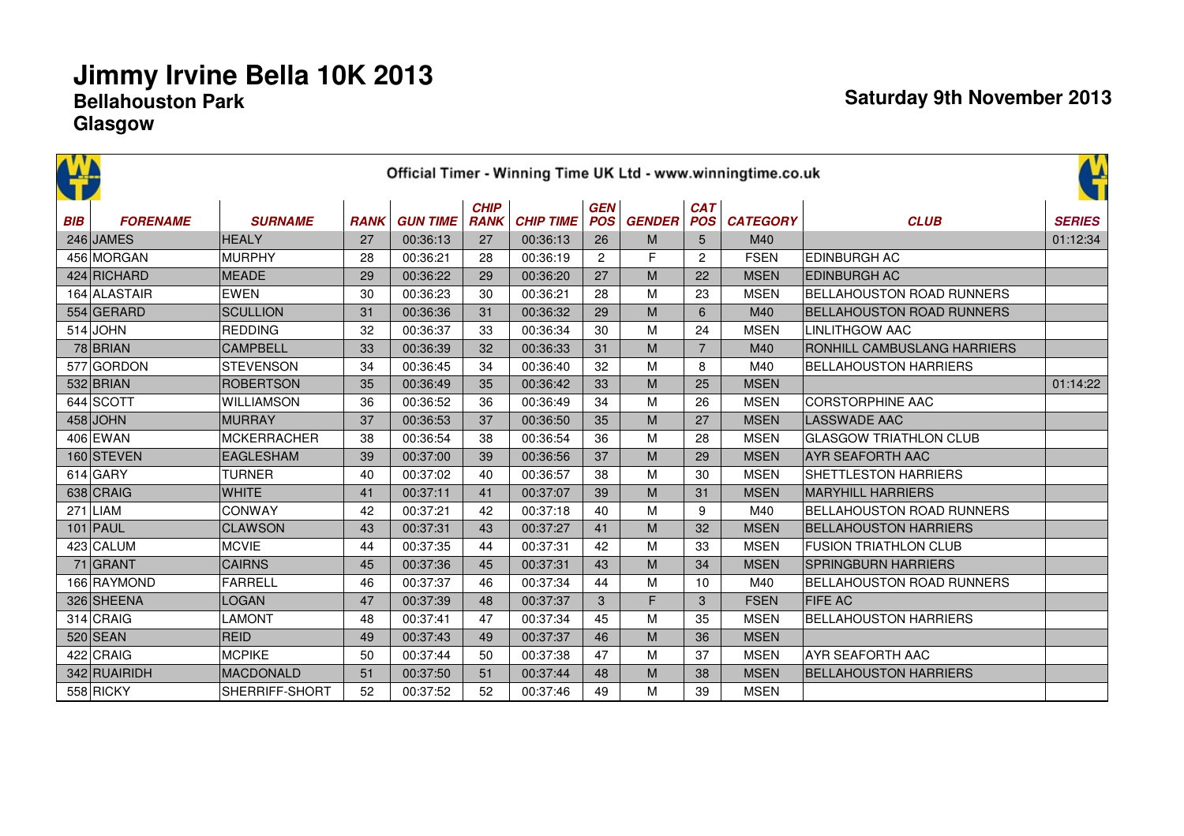# Jimmy Irvine Bella 10K 2013

## Bellahouston Park

## Glasgow

**Saturday 9th November 2013**

Official Timer - Winning Time UK Ltd - www.winningtime.co.uk

| BIB | FORENAME | SURNAME | RANK | GUN TIME | CHIP RANK | CHIP TIME | GEN POS | GENDER | CAT POS | CATEGORY | CLUB | SERIES |
|---|---|---|---|---|---|---|---|---|---|---|---|---|
| 246 | JAMES | HEALY | 27 | 00:36:13 | 27 | 00:36:13 | 26 | M | 5 | M40 | | 01:12:34 |
| 456 | MORGAN | MURPHY | 28 | 00:36:21 | 28 | 00:36:19 | 2 | F | 2 | FSEN | EDINBURGH AC | |
| 424 | RICHARD | MEADE | 29 | 00:36:22 | 29 | 00:36:20 | 27 | M | 22 | MSEN | EDINBURGH AC | |
| 164 | ALASTAIR | EWEN | 30 | 00:36:23 | 30 | 00:36:21 | 28 | M | 23 | MSEN | BELLAHOUSTON ROAD RUNNERS | |
| 554 | GERARD | SCULLION | 31 | 00:36:36 | 31 | 00:36:32 | 29 | M | 6 | M40 | BELLAHOUSTON ROAD RUNNERS | |
| 514 | JOHN | REDDING | 32 | 00:36:37 | 33 | 00:36:34 | 30 | M | 24 | MSEN | LINLITHGOW AAC | |
| 78 | BRIAN | CAMPBELL | 33 | 00:36:39 | 32 | 00:36:33 | 31 | M | 7 | M40 | RONHILL CAMBUSLANG HARRIERS | |
| 577 | GORDON | STEVENSON | 34 | 00:36:45 | 34 | 00:36:40 | 32 | M | 8 | M40 | BELLAHOUSTON HARRIERS | |
| 532 | BRIAN | ROBERTSON | 35 | 00:36:49 | 35 | 00:36:42 | 33 | M | 25 | MSEN | | 01:14:22 |
| 644 | SCOTT | WILLIAMSON | 36 | 00:36:52 | 36 | 00:36:49 | 34 | M | 26 | MSEN | CORSTORPHINE AAC | |
| 458 | JOHN | MURRAY | 37 | 00:36:53 | 37 | 00:36:50 | 35 | M | 27 | MSEN | LASSWADE AAC | |
| 406 | EWAN | MCKERRACHER | 38 | 00:36:54 | 38 | 00:36:54 | 36 | M | 28 | MSEN | GLASGOW TRIATHLON CLUB | |
| 160 | STEVEN | EAGLESHAM | 39 | 00:37:00 | 39 | 00:36:56 | 37 | M | 29 | MSEN | AYR SEAFORTH AAC | |
| 614 | GARY | TURNER | 40 | 00:37:02 | 40 | 00:36:57 | 38 | M | 30 | MSEN | SHETTLESTON HARRIERS | |
| 638 | CRAIG | WHITE | 41 | 00:37:11 | 41 | 00:37:07 | 39 | M | 31 | MSEN | MARYHILL HARRIERS | |
| 271 | LIAM | CONWAY | 42 | 00:37:21 | 42 | 00:37:18 | 40 | M | 9 | M40 | BELLAHOUSTON ROAD RUNNERS | |
| 101 | PAUL | CLAWSON | 43 | 00:37:31 | 43 | 00:37:27 | 41 | M | 32 | MSEN | BELLAHOUSTON HARRIERS | |
| 423 | CALUM | MCVIE | 44 | 00:37:35 | 44 | 00:37:31 | 42 | M | 33 | MSEN | FUSION TRIATHLON CLUB | |
| 71 | GRANT | CAIRNS | 45 | 00:37:36 | 45 | 00:37:31 | 43 | M | 34 | MSEN | SPRINGBURN HARRIERS | |
| 166 | RAYMOND | FARRELL | 46 | 00:37:37 | 46 | 00:37:34 | 44 | M | 10 | M40 | BELLAHOUSTON ROAD RUNNERS | |
| 326 | SHEENA | LOGAN | 47 | 00:37:39 | 48 | 00:37:37 | 3 | F | 3 | FSEN | FIFE AC | |
| 314 | CRAIG | LAMONT | 48 | 00:37:41 | 47 | 00:37:34 | 45 | M | 35 | MSEN | BELLAHOUSTON HARRIERS | |
| 520 | SEAN | REID | 49 | 00:37:43 | 49 | 00:37:37 | 46 | M | 36 | MSEN | | |
| 422 | CRAIG | MCPIKE | 50 | 00:37:44 | 50 | 00:37:38 | 47 | M | 37 | MSEN | AYR SEAFORTH AAC | |
| 342 | RUAIRIDH | MACDONALD | 51 | 00:37:50 | 51 | 00:37:44 | 48 | M | 38 | MSEN | BELLAHOUSTON HARRIERS | |
| 558 | RICKY | SHERRIFF-SHORT | 52 | 00:37:52 | 52 | 00:37:46 | 49 | M | 39 | MSEN | | |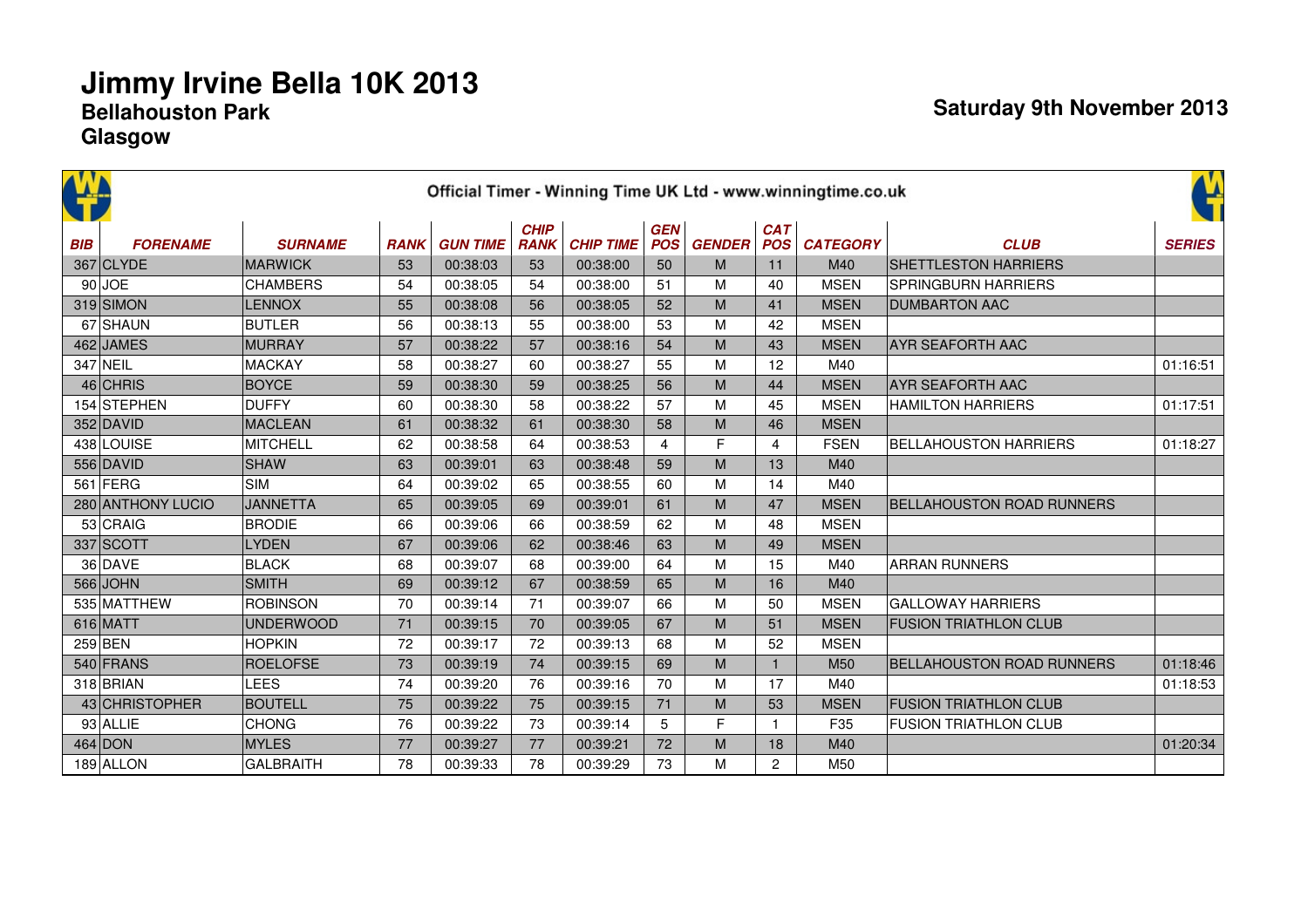# Jimmy Irvine Bella 10K 2013

## Bellahouston Park

## Glasgow

**Saturday 9th November 2013**

Official Timer - Winning Time UK Ltd - www.winningtime.co.uk

| BIB | FORENAME | SURNAME | RANK | GUN TIME | CHIP RANK | CHIP TIME | GEN POS | GENDER | CAT POS | CATEGORY | CLUB | SERIES |
|---|---|---|---|---|---|---|---|---|---|---|---|---|
| 367 | CLYDE | MARWICK | 53 | 00:38:03 | 53 | 00:38:00 | 50 | M | 11 | M40 | SHETTLESTON HARRIERS | |
| 90 | JOE | CHAMBERS | 54 | 00:38:05 | 54 | 00:38:00 | 51 | M | 40 | MSEN | SPRINGBURN HARRIERS | |
| 319 | SIMON | LENNOX | 55 | 00:38:08 | 56 | 00:38:05 | 52 | M | 41 | MSEN | DUMBARTON AAC | |
| 67 | SHAUN | BUTLER | 56 | 00:38:13 | 55 | 00:38:00 | 53 | M | 42 | MSEN | | |
| 462 | JAMES | MURRAY | 57 | 00:38:22 | 57 | 00:38:16 | 54 | M | 43 | MSEN | AYR SEAFORTH AAC | |
| 347 | NEIL | MACKAY | 58 | 00:38:27 | 60 | 00:38:27 | 55 | M | 12 | M40 | | 01:16:51 |
| 46 | CHRIS | BOYCE | 59 | 00:38:30 | 59 | 00:38:25 | 56 | M | 44 | MSEN | AYR SEAFORTH AAC | |
| 154 | STEPHEN | DUFFY | 60 | 00:38:30 | 58 | 00:38:22 | 57 | M | 45 | MSEN | HAMILTON HARRIERS | 01:17:51 |
| 352 | DAVID | MACLEAN | 61 | 00:38:32 | 61 | 00:38:30 | 58 | M | 46 | MSEN | | |
| 438 | LOUISE | MITCHELL | 62 | 00:38:58 | 64 | 00:38:53 | 4 | F | 4 | FSEN | BELLAHOUSTON HARRIERS | 01:18:27 |
| 556 | DAVID | SHAW | 63 | 00:39:01 | 63 | 00:38:48 | 59 | M | 13 | M40 | | |
| 561 | FERG | SIM | 64 | 00:39:02 | 65 | 00:38:55 | 60 | M | 14 | M40 | | |
| 280 | ANTHONY LUCIO | JANNETTA | 65 | 00:39:05 | 69 | 00:39:01 | 61 | M | 47 | MSEN | BELLAHOUSTON ROAD RUNNERS | |
| 53 | CRAIG | BRODIE | 66 | 00:39:06 | 66 | 00:38:59 | 62 | M | 48 | MSEN | | |
| 337 | SCOTT | LYDEN | 67 | 00:39:06 | 62 | 00:38:46 | 63 | M | 49 | MSEN | | |
| 36 | DAVE | BLACK | 68 | 00:39:07 | 68 | 00:39:00 | 64 | M | 15 | M40 | ARRAN RUNNERS | |
| 566 | JOHN | SMITH | 69 | 00:39:12 | 67 | 00:38:59 | 65 | M | 16 | M40 | | |
| 535 | MATTHEW | ROBINSON | 70 | 00:39:14 | 71 | 00:39:07 | 66 | M | 50 | MSEN | GALLOWAY HARRIERS | |
| 616 | MATT | UNDERWOOD | 71 | 00:39:15 | 70 | 00:39:05 | 67 | M | 51 | MSEN | FUSION TRIATHLON CLUB | |
| 259 | BEN | HOPKIN | 72 | 00:39:17 | 72 | 00:39:13 | 68 | M | 52 | MSEN | | |
| 540 | FRANS | ROELOFSE | 73 | 00:39:19 | 74 | 00:39:15 | 69 | M | 1 | M50 | BELLAHOUSTON ROAD RUNNERS | 01:18:46 |
| 318 | BRIAN | LEES | 74 | 00:39:20 | 76 | 00:39:16 | 70 | M | 17 | M40 | | 01:18:53 |
| 43 | CHRISTOPHER | BOUTELL | 75 | 00:39:22 | 75 | 00:39:15 | 71 | M | 53 | MSEN | FUSION TRIATHLON CLUB | |
| 93 | ALLIE | CHONG | 76 | 00:39:22 | 73 | 00:39:14 | 5 | F | 1 | F35 | FUSION TRIATHLON CLUB | |
| 464 | DON | MYLES | 77 | 00:39:27 | 77 | 00:39:21 | 72 | M | 18 | M40 | | 01:20:34 |
| 189 | ALLON | GALBRAITH | 78 | 00:39:33 | 78 | 00:39:29 | 73 | M | 2 | M50 | | |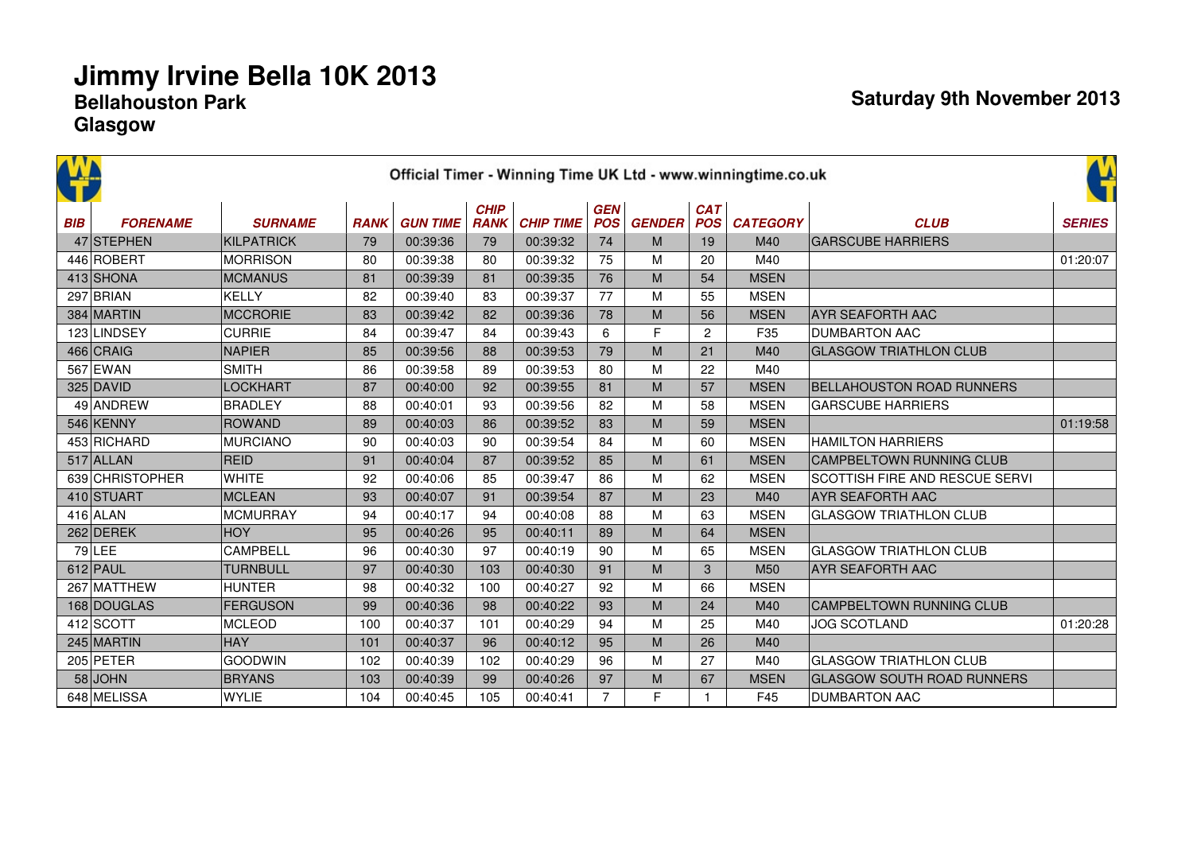# Jimmy Irvine Bella 10K 2013

## Bellahouston Park

## Glasgow

**Saturday 9th November 2013**

Official Timer - Winning Time UK Ltd - www.winningtime.co.uk

| BIB | FORENAME | SURNAME | RANK | GUN TIME | CHIP RANK | CHIP TIME | GEN POS | GENDER | CAT POS | CATEGORY | CLUB | SERIES |
|---|---|---|---|---|---|---|---|---|---|---|---|---|
| 47 | STEPHEN | KILPATRICK | 79 | 00:39:36 | 79 | 00:39:32 | 74 | M | 19 | M40 | GARSCUBE HARRIERS | |
| 446 | ROBERT | MORRISON | 80 | 00:39:38 | 80 | 00:39:32 | 75 | M | 20 | M40 | | 01:20:07 |
| 413 | SHONA | MCMANUS | 81 | 00:39:39 | 81 | 00:39:35 | 76 | M | 54 | MSEN | | |
| 297 | BRIAN | KELLY | 82 | 00:39:40 | 83 | 00:39:37 | 77 | M | 55 | MSEN | | |
| 384 | MARTIN | MCCRORIE | 83 | 00:39:42 | 82 | 00:39:36 | 78 | M | 56 | MSEN | AYR SEAFORTH AAC | |
| 123 | LINDSEY | CURRIE | 84 | 00:39:47 | 84 | 00:39:43 | 6 | F | 2 | F35 | DUMBARTON AAC | |
| 466 | CRAIG | NAPIER | 85 | 00:39:56 | 88 | 00:39:53 | 79 | M | 21 | M40 | GLASGOW TRIATHLON CLUB | |
| 567 | EWAN | SMITH | 86 | 00:39:58 | 89 | 00:39:53 | 80 | M | 22 | M40 | | |
| 325 | DAVID | LOCKHART | 87 | 00:40:00 | 92 | 00:39:55 | 81 | M | 57 | MSEN | BELLAHOUSTON ROAD RUNNERS | |
| 49 | ANDREW | BRADLEY | 88 | 00:40:01 | 93 | 00:39:56 | 82 | M | 58 | MSEN | GARSCUBE HARRIERS | |
| 546 | KENNY | ROWAND | 89 | 00:40:03 | 86 | 00:39:52 | 83 | M | 59 | MSEN | | 01:19:58 |
| 453 | RICHARD | MURCIANO | 90 | 00:40:03 | 90 | 00:39:54 | 84 | M | 60 | MSEN | HAMILTON HARRIERS | |
| 517 | ALLAN | REID | 91 | 00:40:04 | 87 | 00:39:52 | 85 | M | 61 | MSEN | CAMPBELTOWN RUNNING CLUB | |
| 639 | CHRISTOPHER | WHITE | 92 | 00:40:06 | 85 | 00:39:47 | 86 | M | 62 | MSEN | SCOTTISH FIRE AND RESCUE SERVI | |
| 410 | STUART | MCLEAN | 93 | 00:40:07 | 91 | 00:39:54 | 87 | M | 23 | M40 | AYR SEAFORTH AAC | |
| 416 | ALAN | MCMURRAY | 94 | 00:40:17 | 94 | 00:40:08 | 88 | M | 63 | MSEN | GLASGOW TRIATHLON CLUB | |
| 262 | DEREK | HOY | 95 | 00:40:26 | 95 | 00:40:11 | 89 | M | 64 | MSEN | | |
| 79 | LEE | CAMPBELL | 96 | 00:40:30 | 97 | 00:40:19 | 90 | M | 65 | MSEN | GLASGOW TRIATHLON CLUB | |
| 612 | PAUL | TURNBULL | 97 | 00:40:30 | 103 | 00:40:30 | 91 | M | 3 | M50 | AYR SEAFORTH AAC | |
| 267 | MATTHEW | HUNTER | 98 | 00:40:32 | 100 | 00:40:27 | 92 | M | 66 | MSEN | | |
| 168 | DOUGLAS | FERGUSON | 99 | 00:40:36 | 98 | 00:40:22 | 93 | M | 24 | M40 | CAMPBELTOWN RUNNING CLUB | |
| 412 | SCOTT | MCLEOD | 100 | 00:40:37 | 101 | 00:40:29 | 94 | M | 25 | M40 | JOG SCOTLAND | 01:20:28 |
| 245 | MARTIN | HAY | 101 | 00:40:37 | 96 | 00:40:12 | 95 | M | 26 | M40 | | |
| 205 | PETER | GOODWIN | 102 | 00:40:39 | 102 | 00:40:29 | 96 | M | 27 | M40 | GLASGOW TRIATHLON CLUB | |
| 58 | JOHN | BRYANS | 103 | 00:40:39 | 99 | 00:40:26 | 97 | M | 67 | MSEN | GLASGOW SOUTH ROAD RUNNERS | |
| 648 | MELISSA | WYLIE | 104 | 00:40:45 | 105 | 00:40:41 | 7 | F | 1 | F45 | DUMBARTON AAC | |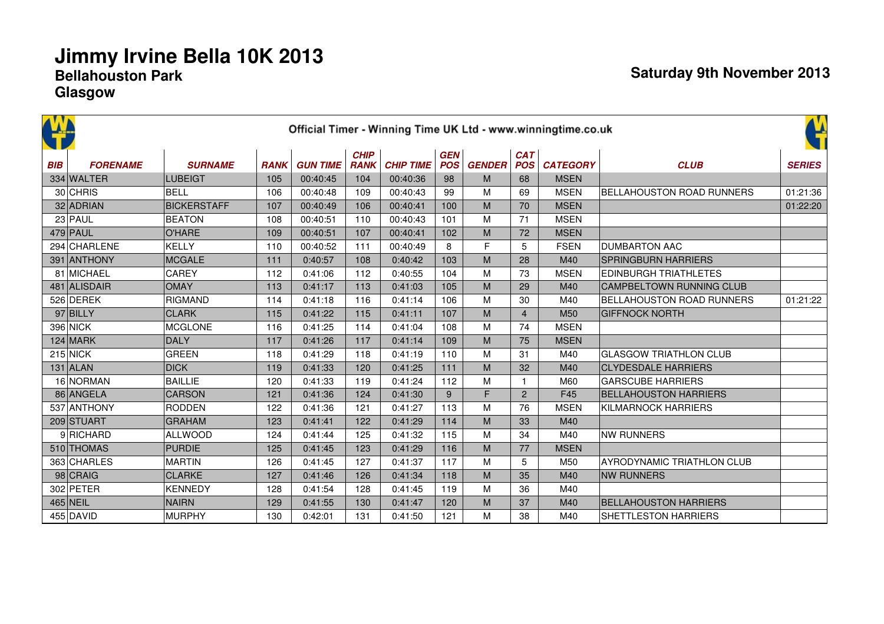# Jimmy Irvine Bella 10K 2013

**Bellahouston Park**
**Glasgow**

**Saturday 9th November 2013**

Official Timer - Winning Time UK Ltd - www.winningtime.co.uk

| BIB | FORENAME | SURNAME | RANK | GUN TIME | CHIP RANK | CHIP TIME | GEN POS | GENDER | CAT POS | CATEGORY | CLUB | SERIES |
|---|---|---|---|---|---|---|---|---|---|---|---|---|
| 334 | WALTER | LUBEIGT | 105 | 00:40:45 | 104 | 00:40:36 | 98 | M | 68 | MSEN | | |
| 30 | CHRIS | BELL | 106 | 00:40:48 | 109 | 00:40:43 | 99 | M | 69 | MSEN | BELLAHOUSTON ROAD RUNNERS | 01:21:36 |
| 32 | ADRIAN | BICKERSTAFF | 107 | 00:40:49 | 106 | 00:40:41 | 100 | M | 70 | MSEN | | 01:22:20 |
| 23 | PAUL | BEATON | 108 | 00:40:51 | 110 | 00:40:43 | 101 | M | 71 | MSEN | | |
| 479 | PAUL | O'HARE | 109 | 00:40:51 | 107 | 00:40:41 | 102 | M | 72 | MSEN | | |
| 294 | CHARLENE | KELLY | 110 | 00:40:52 | 111 | 00:40:49 | 8 | F | 5 | FSEN | DUMBARTON AAC | |
| 391 | ANTHONY | MCGALE | 111 | 0:40:57 | 108 | 0:40:42 | 103 | M | 28 | M40 | SPRINGBURN HARRIERS | |
| 81 | MICHAEL | CAREY | 112 | 0:41:06 | 112 | 0:40:55 | 104 | M | 73 | MSEN | EDINBURGH TRIATHLETES | |
| 481 | ALISDAIR | OMAY | 113 | 0:41:17 | 113 | 0:41:03 | 105 | M | 29 | M40 | CAMPBELTOWN RUNNING CLUB | |
| 526 | DEREK | RIGMAND | 114 | 0:41:18 | 116 | 0:41:14 | 106 | M | 30 | M40 | BELLAHOUSTON ROAD RUNNERS | 01:21:22 |
| 97 | BILLY | CLARK | 115 | 0:41:22 | 115 | 0:41:11 | 107 | M | 4 | M50 | GIFFNOCK NORTH | |
| 396 | NICK | MCGLONE | 116 | 0:41:25 | 114 | 0:41:04 | 108 | M | 74 | MSEN | | |
| 124 | MARK | DALY | 117 | 0:41:26 | 117 | 0:41:14 | 109 | M | 75 | MSEN | | |
| 215 | NICK | GREEN | 118 | 0:41:29 | 118 | 0:41:19 | 110 | M | 31 | M40 | GLASGOW TRIATHLON CLUB | |
| 131 | ALAN | DICK | 119 | 0:41:33 | 120 | 0:41:25 | 111 | M | 32 | M40 | CLYDESDALE HARRIERS | |
| 16 | NORMAN | BAILLIE | 120 | 0:41:33 | 119 | 0:41:24 | 112 | M | 1 | M60 | GARSCUBE HARRIERS | |
| 86 | ANGELA | CARSON | 121 | 0:41:36 | 124 | 0:41:30 | 9 | F | 2 | F45 | BELLAHOUSTON HARRIERS | |
| 537 | ANTHONY | RODDEN | 122 | 0:41:36 | 121 | 0:41:27 | 113 | M | 76 | MSEN | KILMARNOCK HARRIERS | |
| 209 | STUART | GRAHAM | 123 | 0:41:41 | 122 | 0:41:29 | 114 | M | 33 | M40 | | |
| 9 | RICHARD | ALLWOOD | 124 | 0:41:44 | 125 | 0:41:32 | 115 | M | 34 | M40 | NW RUNNERS | |
| 510 | THOMAS | PURDIE | 125 | 0:41:45 | 123 | 0:41:29 | 116 | M | 77 | MSEN | | |
| 363 | CHARLES | MARTIN | 126 | 0:41:45 | 127 | 0:41:37 | 117 | M | 5 | M50 | AYRODYNAMIC TRIATHLON CLUB | |
| 98 | CRAIG | CLARKE | 127 | 0:41:46 | 126 | 0:41:34 | 118 | M | 35 | M40 | NW RUNNERS | |
| 302 | PETER | KENNEDY | 128 | 0:41:54 | 128 | 0:41:45 | 119 | M | 36 | M40 | | |
| 465 | NEIL | NAIRN | 129 | 0:41:55 | 130 | 0:41:47 | 120 | M | 37 | M40 | BELLAHOUSTON HARRIERS | |
| 455 | DAVID | MURPHY | 130 | 0:42:01 | 131 | 0:41:50 | 121 | M | 38 | M40 | SHETTLESTON HARRIERS | |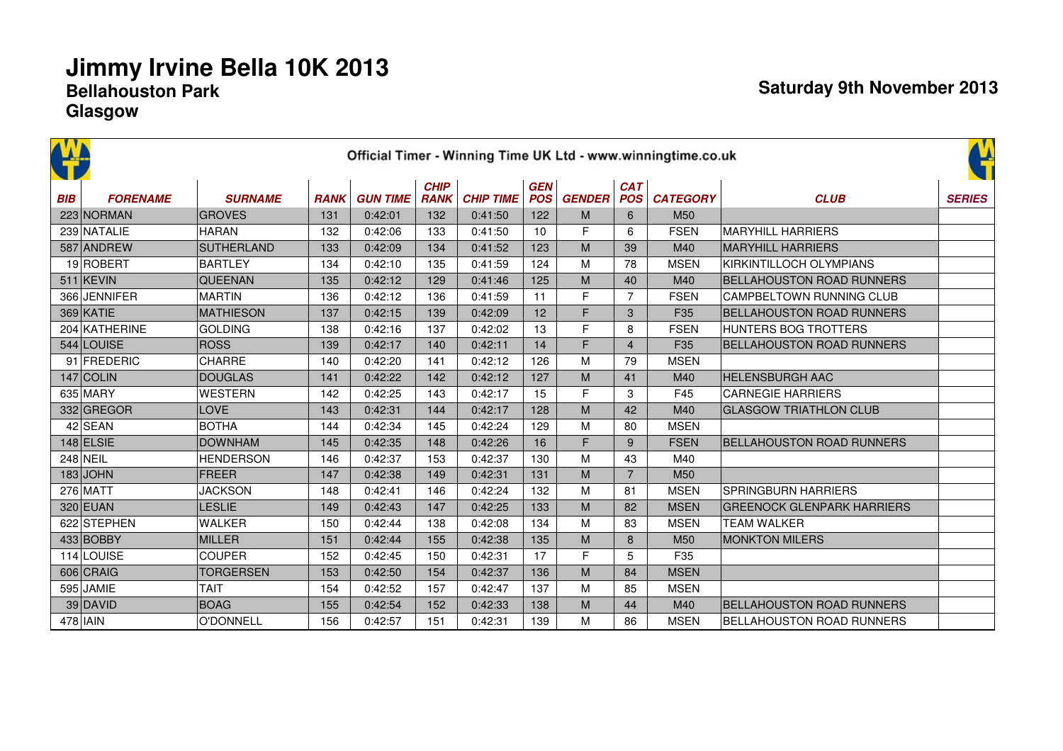# Jimmy Irvine Bella 10K 2013

## Bellahouston Park

## Glasgow

**Saturday 9th November 2013**

Official Timer - Winning Time UK Ltd - www.winningtime.co.uk

| BIB | FORENAME | SURNAME | RANK | GUN TIME | CHIP RANK | CHIP TIME | GEN POS | GENDER | CAT POS | CATEGORY | CLUB | SERIES |
|---|---|---|---|---|---|---|---|---|---|---|---|---|
| 223 | NORMAN | GROVES | 131 | 0:42:01 | 132 | 0:41:50 | 122 | M | 6 | M50 | | |
| 239 | NATALIE | HARAN | 132 | 0:42:06 | 133 | 0:41:50 | 10 | F | 6 | FSEN | MARYHILL HARRIERS | |
| 587 | ANDREW | SUTHERLAND | 133 | 0:42:09 | 134 | 0:41:52 | 123 | M | 39 | M40 | MARYHILL HARRIERS | |
| 19 | ROBERT | BARTLEY | 134 | 0:42:10 | 135 | 0:41:59 | 124 | M | 78 | MSEN | KIRKINTILLOCH OLYMPIANS | |
| 511 | KEVIN | QUEENAN | 135 | 0:42:12 | 129 | 0:41:46 | 125 | M | 40 | M40 | BELLAHOUSTON ROAD RUNNERS | |
| 366 | JENNIFER | MARTIN | 136 | 0:42:12 | 136 | 0:41:59 | 11 | F | 7 | FSEN | CAMPBELTOWN RUNNING CLUB | |
| 369 | KATIE | MATHIESON | 137 | 0:42:15 | 139 | 0:42:09 | 12 | F | 3 | F35 | BELLAHOUSTON ROAD RUNNERS | |
| 204 | KATHERINE | GOLDING | 138 | 0:42:16 | 137 | 0:42:02 | 13 | F | 8 | FSEN | HUNTERS BOG TROTTERS | |
| 544 | LOUISE | ROSS | 139 | 0:42:17 | 140 | 0:42:11 | 14 | F | 4 | F35 | BELLAHOUSTON ROAD RUNNERS | |
| 91 | FREDERIC | CHARRE | 140 | 0:42:20 | 141 | 0:42:12 | 126 | M | 79 | MSEN | | |
| 147 | COLIN | DOUGLAS | 141 | 0:42:22 | 142 | 0:42:12 | 127 | M | 41 | M40 | HELENSBURGH AAC | |
| 635 | MARY | WESTERN | 142 | 0:42:25 | 143 | 0:42:17 | 15 | F | 3 | F45 | CARNEGIE HARRIERS | |
| 332 | GREGOR | LOVE | 143 | 0:42:31 | 144 | 0:42:17 | 128 | M | 42 | M40 | GLASGOW TRIATHLON CLUB | |
| 42 | SEAN | BOTHA | 144 | 0:42:34 | 145 | 0:42:24 | 129 | M | 80 | MSEN | | |
| 148 | ELSIE | DOWNHAM | 145 | 0:42:35 | 148 | 0:42:26 | 16 | F | 9 | FSEN | BELLAHOUSTON ROAD RUNNERS | |
| 248 | NEIL | HENDERSON | 146 | 0:42:37 | 153 | 0:42:37 | 130 | M | 43 | M40 | | |
| 183 | JOHN | FREER | 147 | 0:42:38 | 149 | 0:42:31 | 131 | M | 7 | M50 | | |
| 276 | MATT | JACKSON | 148 | 0:42:41 | 146 | 0:42:24 | 132 | M | 81 | MSEN | SPRINGBURN HARRIERS | |
| 320 | EUAN | LESLIE | 149 | 0:42:43 | 147 | 0:42:25 | 133 | M | 82 | MSEN | GREENOCK GLENPARK HARRIERS | |
| 622 | STEPHEN | WALKER | 150 | 0:42:44 | 138 | 0:42:08 | 134 | M | 83 | MSEN | TEAM WALKER | |
| 433 | BOBBY | MILLER | 151 | 0:42:44 | 155 | 0:42:38 | 135 | M | 8 | M50 | MONKTON MILERS | |
| 114 | LOUISE | COUPER | 152 | 0:42:45 | 150 | 0:42:31 | 17 | F | 5 | F35 | | |
| 606 | CRAIG | TORGERSEN | 153 | 0:42:50 | 154 | 0:42:37 | 136 | M | 84 | MSEN | | |
| 595 | JAMIE | TAIT | 154 | 0:42:52 | 157 | 0:42:47 | 137 | M | 85 | MSEN | | |
| 39 | DAVID | BOAG | 155 | 0:42:54 | 152 | 0:42:33 | 138 | M | 44 | M40 | BELLAHOUSTON ROAD RUNNERS | |
| 478 | IAIN | O'DONNELL | 156 | 0:42:57 | 151 | 0:42:31 | 139 | M | 86 | MSEN | BELLAHOUSTON ROAD RUNNERS | |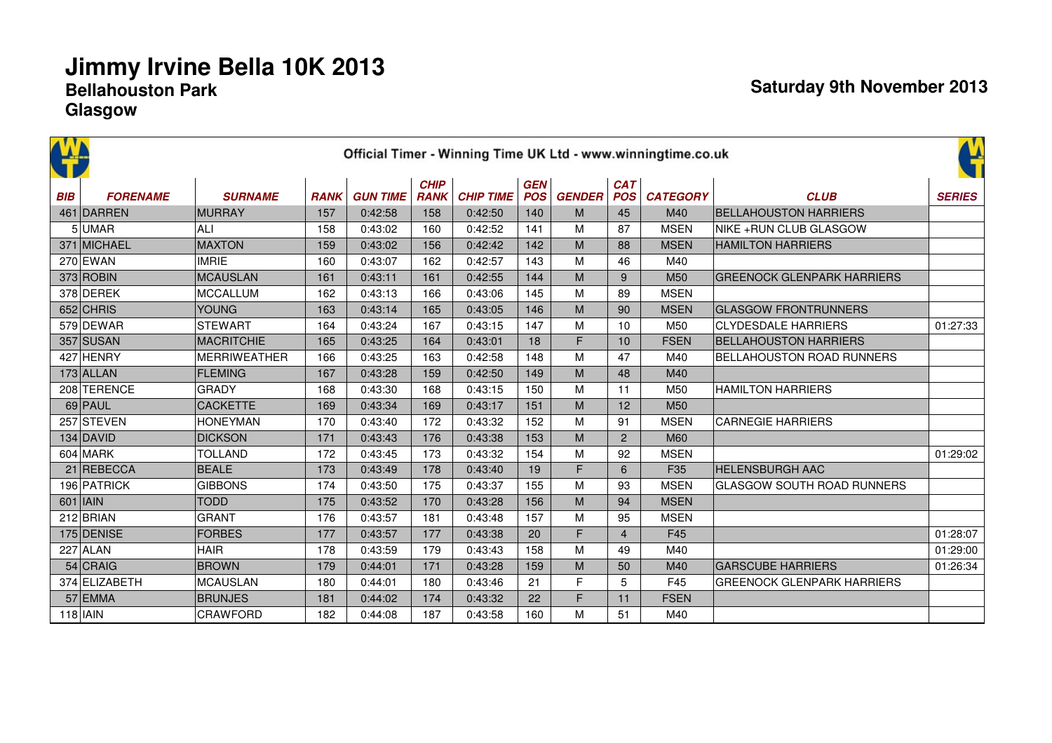# Jimmy Irvine Bella 10K 2013

## Bellahouston Park

## Glasgow

**Saturday 9th November 2013**

Official Timer - Winning Time UK Ltd - www.winningtime.co.uk

| BIB | FORENAME | SURNAME | RANK | GUN TIME | CHIP RANK | CHIP TIME | GEN POS | GENDER | CAT POS | CATEGORY | CLUB | SERIES |
|---|---|---|---|---|---|---|---|---|---|---|---|---|
| 461 | DARREN | MURRAY | 157 | 0:42:58 | 158 | 0:42:50 | 140 | M | 45 | M40 | BELLAHOUSTON HARRIERS | |
| 5 | UMAR | ALI | 158 | 0:43:02 | 160 | 0:42:52 | 141 | M | 87 | MSEN | NIKE +RUN CLUB GLASGOW | |
| 371 | MICHAEL | MAXTON | 159 | 0:43:02 | 156 | 0:42:42 | 142 | M | 88 | MSEN | HAMILTON HARRIERS | |
| 270 | EWAN | IMRIE | 160 | 0:43:07 | 162 | 0:42:57 | 143 | M | 46 | M40 | | |
| 373 | ROBIN | MCAUSLAN | 161 | 0:43:11 | 161 | 0:42:55 | 144 | M | 9 | M50 | GREENOCK GLENPARK HARRIERS | |
| 378 | DEREK | MCCALLUM | 162 | 0:43:13 | 166 | 0:43:06 | 145 | M | 89 | MSEN | | |
| 652 | CHRIS | YOUNG | 163 | 0:43:14 | 165 | 0:43:05 | 146 | M | 90 | MSEN | GLASGOW FRONTRUNNERS | |
| 579 | DEWAR | STEWART | 164 | 0:43:24 | 167 | 0:43:15 | 147 | M | 10 | M50 | CLYDESDALE HARRIERS | 01:27:33 |
| 357 | SUSAN | MACRITCHIE | 165 | 0:43:25 | 164 | 0:43:01 | 18 | F | 10 | FSEN | BELLAHOUSTON HARRIERS | |
| 427 | HENRY | MERRIWEATHER | 166 | 0:43:25 | 163 | 0:42:58 | 148 | M | 47 | M40 | BELLAHOUSTON ROAD RUNNERS | |
| 173 | ALLAN | FLEMING | 167 | 0:43:28 | 159 | 0:42:50 | 149 | M | 48 | M40 | | |
| 208 | TERENCE | GRADY | 168 | 0:43:30 | 168 | 0:43:15 | 150 | M | 11 | M50 | HAMILTON HARRIERS | |
| 69 | PAUL | CACKETTE | 169 | 0:43:34 | 169 | 0:43:17 | 151 | M | 12 | M50 | | |
| 257 | STEVEN | HONEYMAN | 170 | 0:43:40 | 172 | 0:43:32 | 152 | M | 91 | MSEN | CARNEGIE HARRIERS | |
| 134 | DAVID | DICKSON | 171 | 0:43:43 | 176 | 0:43:38 | 153 | M | 2 | M60 | | |
| 604 | MARK | TOLLAND | 172 | 0:43:45 | 173 | 0:43:32 | 154 | M | 92 | MSEN | | 01:29:02 |
| 21 | REBECCA | BEALE | 173 | 0:43:49 | 178 | 0:43:40 | 19 | F | 6 | F35 | HELENSBURGH AAC | |
| 196 | PATRICK | GIBBONS | 174 | 0:43:50 | 175 | 0:43:37 | 155 | M | 93 | MSEN | GLASGOW SOUTH ROAD RUNNERS | |
| 601 | IAIN | TODD | 175 | 0:43:52 | 170 | 0:43:28 | 156 | M | 94 | MSEN | | |
| 212 | BRIAN | GRANT | 176 | 0:43:57 | 181 | 0:43:48 | 157 | M | 95 | MSEN | | |
| 175 | DENISE | FORBES | 177 | 0:43:57 | 177 | 0:43:38 | 20 | F | 4 | F45 | | 01:28:07 |
| 227 | ALAN | HAIR | 178 | 0:43:59 | 179 | 0:43:43 | 158 | M | 49 | M40 | | 01:29:00 |
| 54 | CRAIG | BROWN | 179 | 0:44:01 | 171 | 0:43:28 | 159 | M | 50 | M40 | GARSCUBE HARRIERS | 01:26:34 |
| 374 | ELIZABETH | MCAUSLAN | 180 | 0:44:01 | 180 | 0:43:46 | 21 | F | 5 | F45 | GREENOCK GLENPARK HARRIERS | |
| 57 | EMMA | BRUNJES | 181 | 0:44:02 | 174 | 0:43:32 | 22 | F | 11 | FSEN | | |
| 118 | IAIN | CRAWFORD | 182 | 0:44:08 | 187 | 0:43:58 | 160 | M | 51 | M40 | | |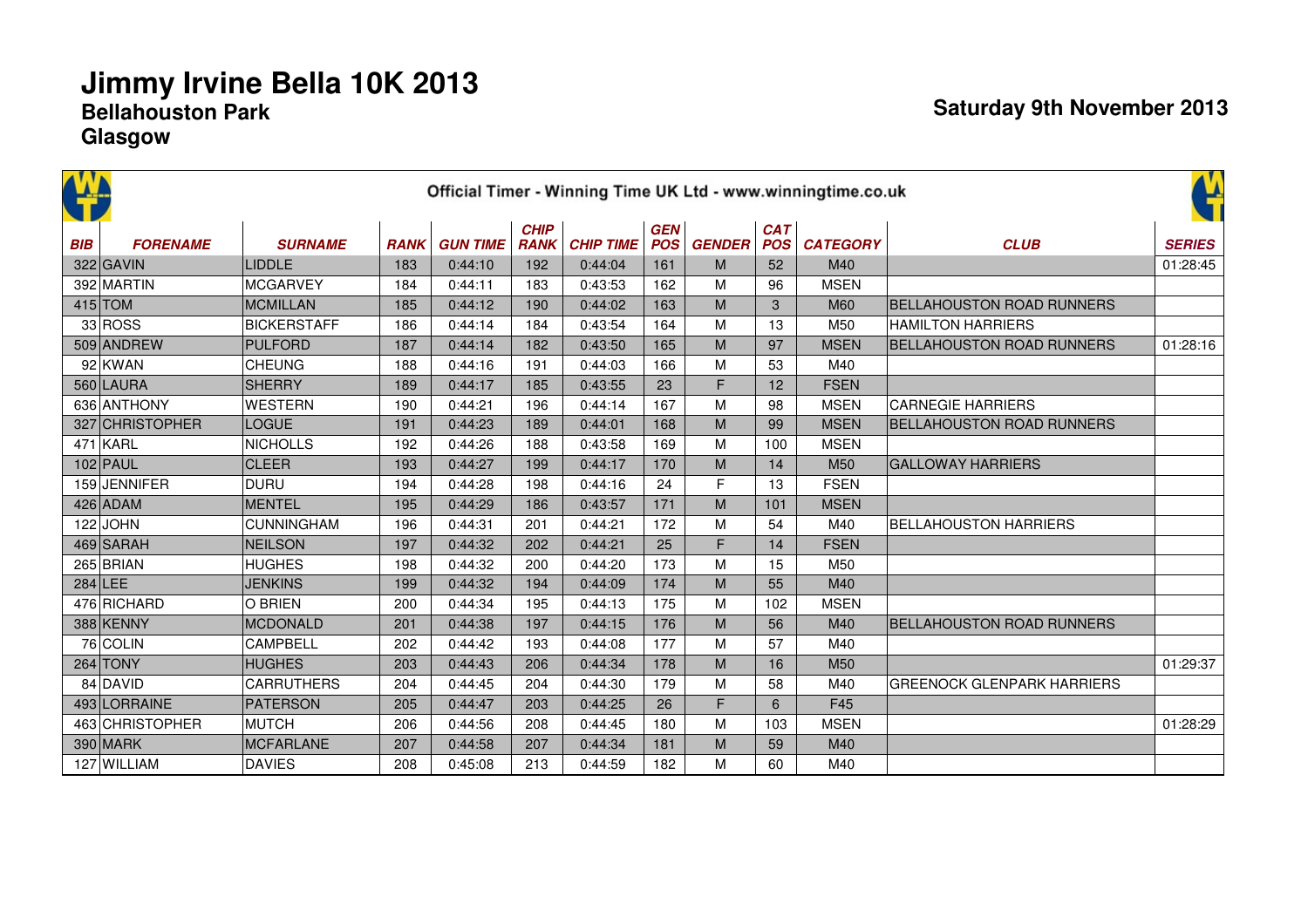# Jimmy Irvine Bella 10K 2013

**Bellahouston Park**
**Glasgow**

**Saturday 9th November 2013**

Official Timer - Winning Time UK Ltd - www.winningtime.co.uk

| BIB | FORENAME | SURNAME | RANK | GUN TIME | CHIP RANK | CHIP TIME | GEN POS | GENDER | CAT POS | CATEGORY | CLUB | SERIES |
|---|---|---|---|---|---|---|---|---|---|---|---|---|
| 322 | GAVIN | LIDDLE | 183 | 0:44:10 | 192 | 0:44:04 | 161 | M | 52 | M40 | | 01:28:45 |
| 392 | MARTIN | MCGARVEY | 184 | 0:44:11 | 183 | 0:43:53 | 162 | M | 96 | MSEN | | |
| 415 | TOM | MCMILLAN | 185 | 0:44:12 | 190 | 0:44:02 | 163 | M | 3 | M60 | BELLAHOUSTON ROAD RUNNERS | |
| 33 | ROSS | BICKERSTAFF | 186 | 0:44:14 | 184 | 0:43:54 | 164 | M | 13 | M50 | HAMILTON HARRIERS | |
| 509 | ANDREW | PULFORD | 187 | 0:44:14 | 182 | 0:43:50 | 165 | M | 97 | MSEN | BELLAHOUSTON ROAD RUNNERS | 01:28:16 |
| 92 | KWAN | CHEUNG | 188 | 0:44:16 | 191 | 0:44:03 | 166 | M | 53 | M40 | | |
| 560 | LAURA | SHERRY | 189 | 0:44:17 | 185 | 0:43:55 | 23 | F | 12 | FSEN | | |
| 636 | ANTHONY | WESTERN | 190 | 0:44:21 | 196 | 0:44:14 | 167 | M | 98 | MSEN | CARNEGIE HARRIERS | |
| 327 | CHRISTOPHER | LOGUE | 191 | 0:44:23 | 189 | 0:44:01 | 168 | M | 99 | MSEN | BELLAHOUSTON ROAD RUNNERS | |
| 471 | KARL | NICHOLLS | 192 | 0:44:26 | 188 | 0:43:58 | 169 | M | 100 | MSEN | | |
| 102 | PAUL | CLEER | 193 | 0:44:27 | 199 | 0:44:17 | 170 | M | 14 | M50 | GALLOWAY HARRIERS | |
| 159 | JENNIFER | DURU | 194 | 0:44:28 | 198 | 0:44:16 | 24 | F | 13 | FSEN | | |
| 426 | ADAM | MENTEL | 195 | 0:44:29 | 186 | 0:43:57 | 171 | M | 101 | MSEN | | |
| 122 | JOHN | CUNNINGHAM | 196 | 0:44:31 | 201 | 0:44:21 | 172 | M | 54 | M40 | BELLAHOUSTON HARRIERS | |
| 469 | SARAH | NEILSON | 197 | 0:44:32 | 202 | 0:44:21 | 25 | F | 14 | FSEN | | |
| 265 | BRIAN | HUGHES | 198 | 0:44:32 | 200 | 0:44:20 | 173 | M | 15 | M50 | | |
| 284 | LEE | JENKINS | 199 | 0:44:32 | 194 | 0:44:09 | 174 | M | 55 | M40 | | |
| 476 | RICHARD | O BRIEN | 200 | 0:44:34 | 195 | 0:44:13 | 175 | M | 102 | MSEN | | |
| 388 | KENNY | MCDONALD | 201 | 0:44:38 | 197 | 0:44:15 | 176 | M | 56 | M40 | BELLAHOUSTON ROAD RUNNERS | |
| 76 | COLIN | CAMPBELL | 202 | 0:44:42 | 193 | 0:44:08 | 177 | M | 57 | M40 | | |
| 264 | TONY | HUGHES | 203 | 0:44:43 | 206 | 0:44:34 | 178 | M | 16 | M50 | | 01:29:37 |
| 84 | DAVID | CARRUTHERS | 204 | 0:44:45 | 204 | 0:44:30 | 179 | M | 58 | M40 | GREENOCK GLENPARK HARRIERS | |
| 493 | LORRAINE | PATERSON | 205 | 0:44:47 | 203 | 0:44:25 | 26 | F | 6 | F45 | | |
| 463 | CHRISTOPHER | MUTCH | 206 | 0:44:56 | 208 | 0:44:45 | 180 | M | 103 | MSEN | | 01:28:29 |
| 390 | MARK | MCFARLANE | 207 | 0:44:58 | 207 | 0:44:34 | 181 | M | 59 | M40 | | |
| 127 | WILLIAM | DAVIES | 208 | 0:45:08 | 213 | 0:44:59 | 182 | M | 60 | M40 | | |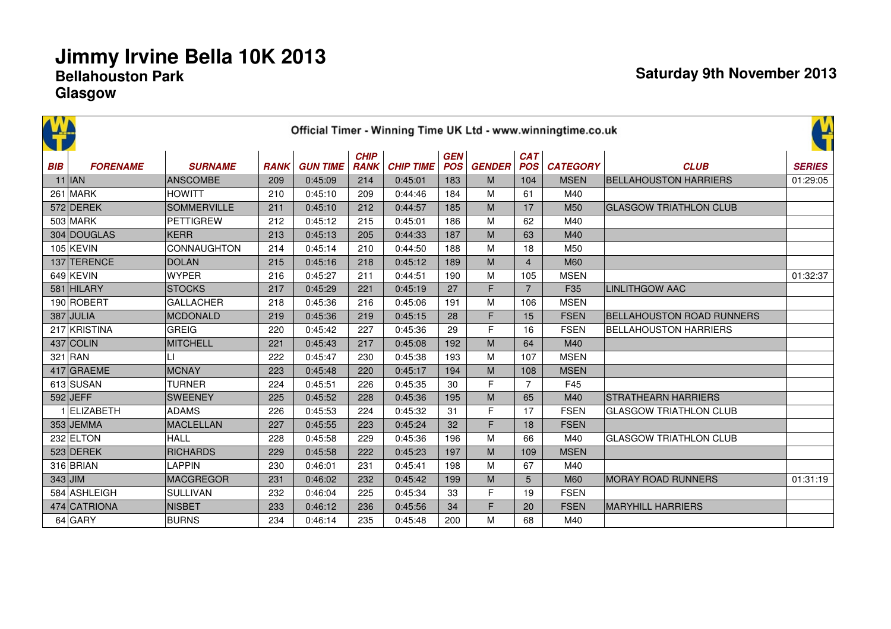# Jimmy Irvine Bella 10K 2013

## Bellahouston Park

## Glasgow

**Saturday 9th November 2013**

Official Timer - Winning Time UK Ltd - www.winningtime.co.uk

| BIB | FORENAME | SURNAME | RANK | GUN TIME | CHIP RANK | CHIP TIME | GEN POS | GENDER | CAT POS | CATEGORY | CLUB | SERIES |
|---|---|---|---|---|---|---|---|---|---|---|---|---|
| 11 | IAN | ANSCOMBE | 209 | 0:45:09 | 214 | 0:45:01 | 183 | M | 104 | MSEN | BELLAHOUSTON HARRIERS | 01:29:05 |
| 261 | MARK | HOWITT | 210 | 0:45:10 | 209 | 0:44:46 | 184 | M | 61 | M40 | | |
| 572 | DEREK | SOMMERVILLE | 211 | 0:45:10 | 212 | 0:44:57 | 185 | M | 17 | M50 | GLASGOW TRIATHLON CLUB | |
| 503 | MARK | PETTIGREW | 212 | 0:45:12 | 215 | 0:45:01 | 186 | M | 62 | M40 | | |
| 304 | DOUGLAS | KERR | 213 | 0:45:13 | 205 | 0:44:33 | 187 | M | 63 | M40 | | |
| 105 | KEVIN | CONNAUGHTON | 214 | 0:45:14 | 210 | 0:44:50 | 188 | M | 18 | M50 | | |
| 137 | TERENCE | DOLAN | 215 | 0:45:16 | 218 | 0:45:12 | 189 | M | 4 | M60 | | |
| 649 | KEVIN | WYPER | 216 | 0:45:27 | 211 | 0:44:51 | 190 | M | 105 | MSEN | | 01:32:37 |
| 581 | HILARY | STOCKS | 217 | 0:45:29 | 221 | 0:45:19 | 27 | F | 7 | F35 | LINLITHGOW AAC | |
| 190 | ROBERT | GALLACHER | 218 | 0:45:36 | 216 | 0:45:06 | 191 | M | 106 | MSEN | | |
| 387 | JULIA | MCDONALD | 219 | 0:45:36 | 219 | 0:45:15 | 28 | F | 15 | FSEN | BELLAHOUSTON ROAD RUNNERS | |
| 217 | KRISTINA | GREIG | 220 | 0:45:42 | 227 | 0:45:36 | 29 | F | 16 | FSEN | BELLAHOUSTON HARRIERS | |
| 437 | COLIN | MITCHELL | 221 | 0:45:43 | 217 | 0:45:08 | 192 | M | 64 | M40 | | |
| 321 | RAN | LI | 222 | 0:45:47 | 230 | 0:45:38 | 193 | M | 107 | MSEN | | |
| 417 | GRAEME | MCNAY | 223 | 0:45:48 | 220 | 0:45:17 | 194 | M | 108 | MSEN | | |
| 613 | SUSAN | TURNER | 224 | 0:45:51 | 226 | 0:45:35 | 30 | F | 7 | F45 | | |
| 592 | JEFF | SWEENEY | 225 | 0:45:52 | 228 | 0:45:36 | 195 | M | 65 | M40 | STRATHEARN HARRIERS | |
| 1 | ELIZABETH | ADAMS | 226 | 0:45:53 | 224 | 0:45:32 | 31 | F | 17 | FSEN | GLASGOW TRIATHLON CLUB | |
| 353 | JEMMA | MACLELLAN | 227 | 0:45:55 | 223 | 0:45:24 | 32 | F | 18 | FSEN | | |
| 232 | ELTON | HALL | 228 | 0:45:58 | 229 | 0:45:36 | 196 | M | 66 | M40 | GLASGOW TRIATHLON CLUB | |
| 523 | DEREK | RICHARDS | 229 | 0:45:58 | 222 | 0:45:23 | 197 | M | 109 | MSEN | | |
| 316 | BRIAN | LAPPIN | 230 | 0:46:01 | 231 | 0:45:41 | 198 | M | 67 | M40 | | |
| 343 | JIM | MACGREGOR | 231 | 0:46:02 | 232 | 0:45:42 | 199 | M | 5 | M60 | MORAY ROAD RUNNERS | 01:31:19 |
| 584 | ASHLEIGH | SULLIVAN | 232 | 0:46:04 | 225 | 0:45:34 | 33 | F | 19 | FSEN | | |
| 474 | CATRIONA | NISBET | 233 | 0:46:12 | 236 | 0:45:56 | 34 | F | 20 | FSEN | MARYHILL HARRIERS | |
| 64 | GARY | BURNS | 234 | 0:46:14 | 235 | 0:45:48 | 200 | M | 68 | M40 | | |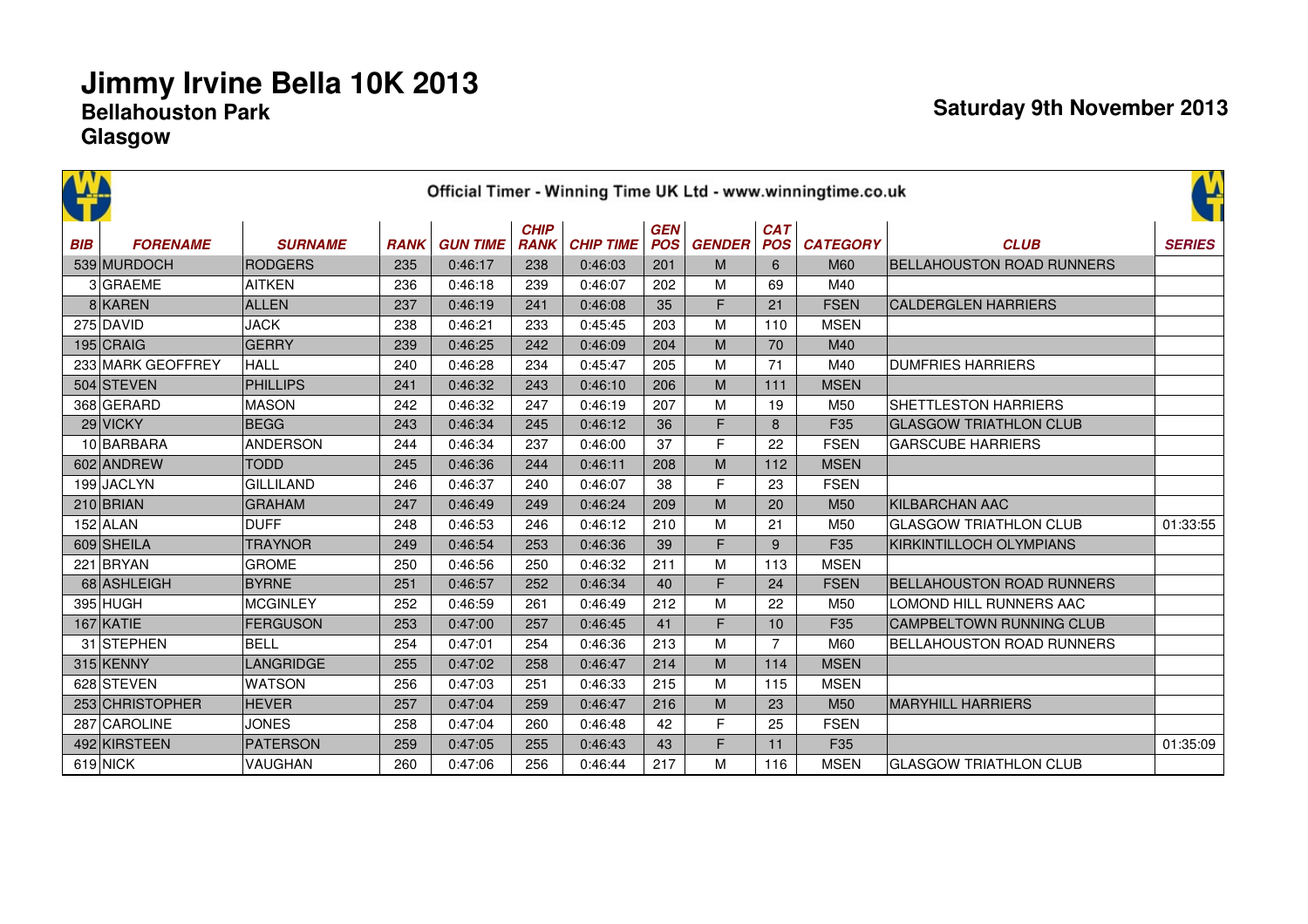# Jimmy Irvine Bella 10K 2013

## Bellahouston Park

## Glasgow

**Saturday 9th November 2013**

Official Timer - Winning Time UK Ltd - www.winningtime.co.uk

| BIB | FORENAME | SURNAME | RANK | GUN TIME | CHIP RANK | CHIP TIME | GEN POS | GENDER | CAT POS | CATEGORY | CLUB | SERIES |
|---|---|---|---|---|---|---|---|---|---|---|---|---|
| 539 | MURDOCH | RODGERS | 235 | 0:46:17 | 238 | 0:46:03 | 201 | M | 6 | M60 | BELLAHOUSTON ROAD RUNNERS | |
| 3 | GRAEME | AITKEN | 236 | 0:46:18 | 239 | 0:46:07 | 202 | M | 69 | M40 | | |
| 8 | KAREN | ALLEN | 237 | 0:46:19 | 241 | 0:46:08 | 35 | F | 21 | FSEN | CALDERGLEN HARRIERS | |
| 275 | DAVID | JACK | 238 | 0:46:21 | 233 | 0:45:45 | 203 | M | 110 | MSEN | | |
| 195 | CRAIG | GERRY | 239 | 0:46:25 | 242 | 0:46:09 | 204 | M | 70 | M40 | | |
| 233 | MARK GEOFFREY | HALL | 240 | 0:46:28 | 234 | 0:45:47 | 205 | M | 71 | M40 | DUMFRIES HARRIERS | |
| 504 | STEVEN | PHILLIPS | 241 | 0:46:32 | 243 | 0:46:10 | 206 | M | 111 | MSEN | | |
| 368 | GERARD | MASON | 242 | 0:46:32 | 247 | 0:46:19 | 207 | M | 19 | M50 | SHETTLESTON HARRIERS | |
| 29 | VICKY | BEGG | 243 | 0:46:34 | 245 | 0:46:12 | 36 | F | 8 | F35 | GLASGOW TRIATHLON CLUB | |
| 10 | BARBARA | ANDERSON | 244 | 0:46:34 | 237 | 0:46:00 | 37 | F | 22 | FSEN | GARSCUBE HARRIERS | |
| 602 | ANDREW | TODD | 245 | 0:46:36 | 244 | 0:46:11 | 208 | M | 112 | MSEN | | |
| 199 | JACLYN | GILLILAND | 246 | 0:46:37 | 240 | 0:46:07 | 38 | F | 23 | FSEN | | |
| 210 | BRIAN | GRAHAM | 247 | 0:46:49 | 249 | 0:46:24 | 209 | M | 20 | M50 | KILBARCHAN AAC | |
| 152 | ALAN | DUFF | 248 | 0:46:53 | 246 | 0:46:12 | 210 | M | 21 | M50 | GLASGOW TRIATHLON CLUB | 01:33:55 |
| 609 | SHEILA | TRAYNOR | 249 | 0:46:54 | 253 | 0:46:36 | 39 | F | 9 | F35 | KIRKINTILLOCH OLYMPIANS | |
| 221 | BRYAN | GROME | 250 | 0:46:56 | 250 | 0:46:32 | 211 | M | 113 | MSEN | | |
| 68 | ASHLEIGH | BYRNE | 251 | 0:46:57 | 252 | 0:46:34 | 40 | F | 24 | FSEN | BELLAHOUSTON ROAD RUNNERS | |
| 395 | HUGH | MCGINLEY | 252 | 0:46:59 | 261 | 0:46:49 | 212 | M | 22 | M50 | LOMOND HILL RUNNERS AAC | |
| 167 | KATIE | FERGUSON | 253 | 0:47:00 | 257 | 0:46:45 | 41 | F | 10 | F35 | CAMPBELTOWN RUNNING CLUB | |
| 31 | STEPHEN | BELL | 254 | 0:47:01 | 254 | 0:46:36 | 213 | M | 7 | M60 | BELLAHOUSTON ROAD RUNNERS | |
| 315 | KENNY | LANGRIDGE | 255 | 0:47:02 | 258 | 0:46:47 | 214 | M | 114 | MSEN | | |
| 628 | STEVEN | WATSON | 256 | 0:47:03 | 251 | 0:46:33 | 215 | M | 115 | MSEN | | |
| 253 | CHRISTOPHER | HEVER | 257 | 0:47:04 | 259 | 0:46:47 | 216 | M | 23 | M50 | MARYHILL HARRIERS | |
| 287 | CAROLINE | JONES | 258 | 0:47:04 | 260 | 0:46:48 | 42 | F | 25 | FSEN | | |
| 492 | KIRSTEEN | PATERSON | 259 | 0:47:05 | 255 | 0:46:43 | 43 | F | 11 | F35 | | 01:35:09 |
| 619 | NICK | VAUGHAN | 260 | 0:47:06 | 256 | 0:46:44 | 217 | M | 116 | MSEN | GLASGOW TRIATHLON CLUB | |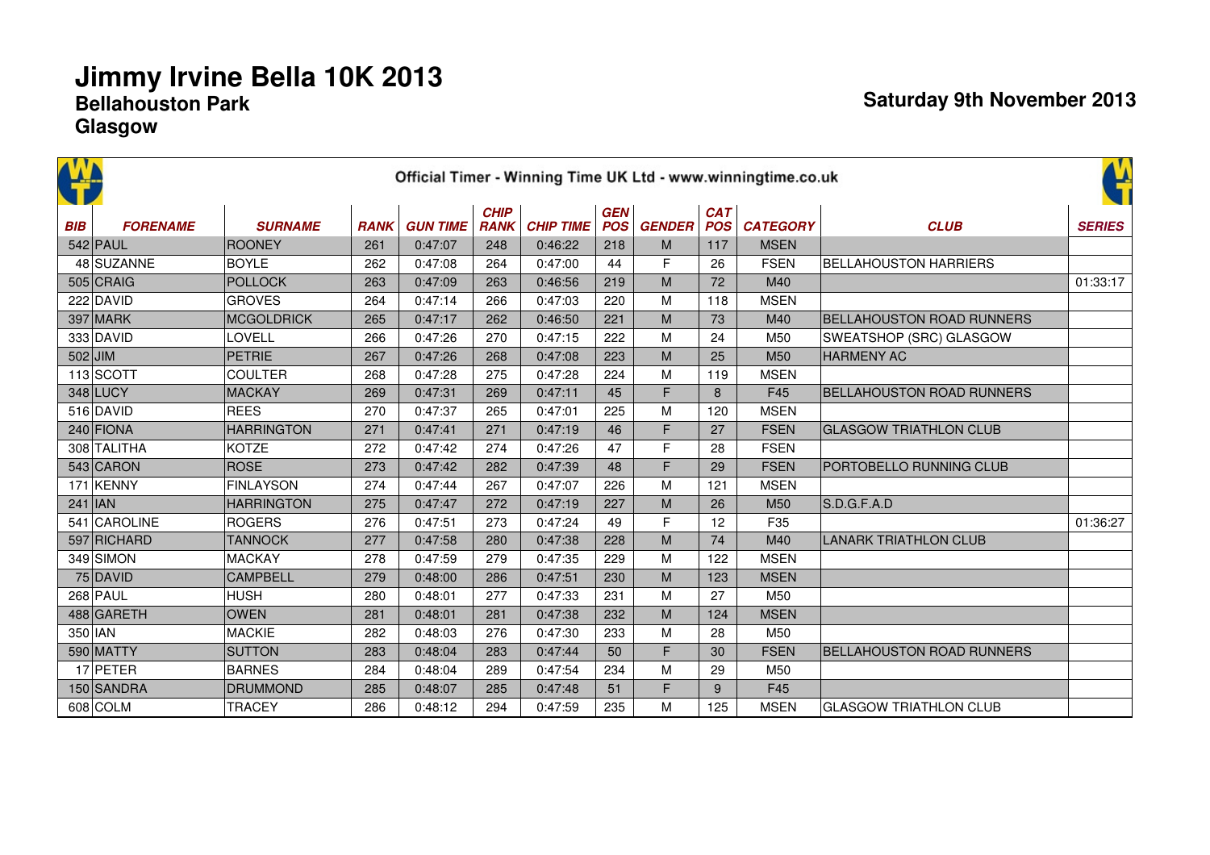# Jimmy Irvine Bella 10K 2013

## Bellahouston Park

## Glasgow

**Saturday 9th November 2013**

Official Timer - Winning Time UK Ltd - www.winningtime.co.uk

| BIB | FORENAME | SURNAME | RANK | GUN TIME | CHIP RANK | CHIP TIME | GEN POS | GENDER | CAT POS | CATEGORY | CLUB | SERIES |
|---|---|---|---|---|---|---|---|---|---|---|---|---|
| 542 | PAUL | ROONEY | 261 | 0:47:07 | 248 | 0:46:22 | 218 | M | 117 | MSEN | | |
| 48 | SUZANNE | BOYLE | 262 | 0:47:08 | 264 | 0:47:00 | 44 | F | 26 | FSEN | BELLAHOUSTON HARRIERS | |
| 505 | CRAIG | POLLOCK | 263 | 0:47:09 | 263 | 0:46:56 | 219 | M | 72 | M40 | | 01:33:17 |
| 222 | DAVID | GROVES | 264 | 0:47:14 | 266 | 0:47:03 | 220 | M | 118 | MSEN | | |
| 397 | MARK | MCGOLDRICK | 265 | 0:47:17 | 262 | 0:46:50 | 221 | M | 73 | M40 | BELLAHOUSTON ROAD RUNNERS | |
| 333 | DAVID | LOVELL | 266 | 0:47:26 | 270 | 0:47:15 | 222 | M | 24 | M50 | SWEATSHOP (SRC) GLASGOW | |
| 502 | JIM | PETRIE | 267 | 0:47:26 | 268 | 0:47:08 | 223 | M | 25 | M50 | HARMENY AC | |
| 113 | SCOTT | COULTER | 268 | 0:47:28 | 275 | 0:47:28 | 224 | M | 119 | MSEN | | |
| 348 | LUCY | MACKAY | 269 | 0:47:31 | 269 | 0:47:11 | 45 | F | 8 | F45 | BELLAHOUSTON ROAD RUNNERS | |
| 516 | DAVID | REES | 270 | 0:47:37 | 265 | 0:47:01 | 225 | M | 120 | MSEN | | |
| 240 | FIONA | HARRINGTON | 271 | 0:47:41 | 271 | 0:47:19 | 46 | F | 27 | FSEN | GLASGOW TRIATHLON CLUB | |
| 308 | TALITHA | KOTZE | 272 | 0:47:42 | 274 | 0:47:26 | 47 | F | 28 | FSEN | | |
| 543 | CARON | ROSE | 273 | 0:47:42 | 282 | 0:47:39 | 48 | F | 29 | FSEN | PORTOBELLO RUNNING CLUB | |
| 171 | KENNY | FINLAYSON | 274 | 0:47:44 | 267 | 0:47:07 | 226 | M | 121 | MSEN | | |
| 241 | IAN | HARRINGTON | 275 | 0:47:47 | 272 | 0:47:19 | 227 | M | 26 | M50 | S.D.G.F.A.D | |
| 541 | CAROLINE | ROGERS | 276 | 0:47:51 | 273 | 0:47:24 | 49 | F | 12 | F35 | | 01:36:27 |
| 597 | RICHARD | TANNOCK | 277 | 0:47:58 | 280 | 0:47:38 | 228 | M | 74 | M40 | LANARK TRIATHLON CLUB | |
| 349 | SIMON | MACKAY | 278 | 0:47:59 | 279 | 0:47:35 | 229 | M | 122 | MSEN | | |
| 75 | DAVID | CAMPBELL | 279 | 0:48:00 | 286 | 0:47:51 | 230 | M | 123 | MSEN | | |
| 268 | PAUL | HUSH | 280 | 0:48:01 | 277 | 0:47:33 | 231 | M | 27 | M50 | | |
| 488 | GARETH | OWEN | 281 | 0:48:01 | 281 | 0:47:38 | 232 | M | 124 | MSEN | | |
| 350 | IAN | MACKIE | 282 | 0:48:03 | 276 | 0:47:30 | 233 | M | 28 | M50 | | |
| 590 | MATTY | SUTTON | 283 | 0:48:04 | 283 | 0:47:44 | 50 | F | 30 | FSEN | BELLAHOUSTON ROAD RUNNERS | |
| 17 | PETER | BARNES | 284 | 0:48:04 | 289 | 0:47:54 | 234 | M | 29 | M50 | | |
| 150 | SANDRA | DRUMMOND | 285 | 0:48:07 | 285 | 0:47:48 | 51 | F | 9 | F45 | | |
| 608 | COLM | TRACEY | 286 | 0:48:12 | 294 | 0:47:59 | 235 | M | 125 | MSEN | GLASGOW TRIATHLON CLUB | |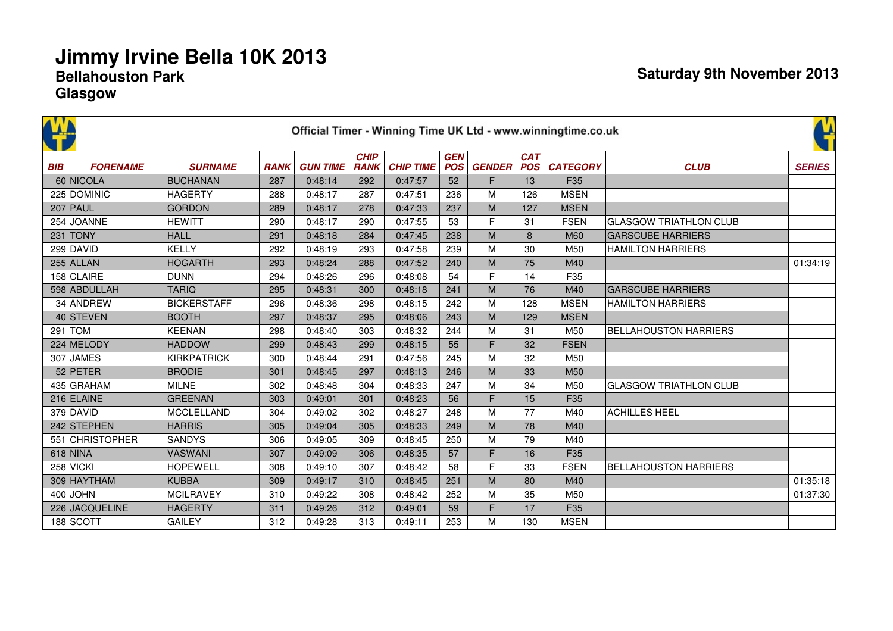# Jimmy Irvine Bella 10K 2013

## Bellahouston Park

## Glasgow

**Saturday 9th November 2013**

Official Timer - Winning Time UK Ltd - www.winningtime.co.uk

| BIB | FORENAME | SURNAME | RANK | GUN TIME | CHIP RANK | CHIP TIME | GEN POS | GENDER | CAT POS | CATEGORY | CLUB | SERIES |
|---|---|---|---|---|---|---|---|---|---|---|---|---|
| 60 | NICOLA | BUCHANAN | 287 | 0:48:14 | 292 | 0:47:57 | 52 | F | 13 | F35 | | |
| 225 | DOMINIC | HAGERTY | 288 | 0:48:17 | 287 | 0:47:51 | 236 | M | 126 | MSEN | | |
| 207 | PAUL | GORDON | 289 | 0:48:17 | 278 | 0:47:33 | 237 | M | 127 | MSEN | | |
| 254 | JOANNE | HEWITT | 290 | 0:48:17 | 290 | 0:47:55 | 53 | F | 31 | FSEN | GLASGOW TRIATHLON CLUB | |
| 231 | TONY | HALL | 291 | 0:48:18 | 284 | 0:47:45 | 238 | M | 8 | M60 | GARSCUBE HARRIERS | |
| 299 | DAVID | KELLY | 292 | 0:48:19 | 293 | 0:47:58 | 239 | M | 30 | M50 | HAMILTON HARRIERS | |
| 255 | ALLAN | HOGARTH | 293 | 0:48:24 | 288 | 0:47:52 | 240 | M | 75 | M40 | | 01:34:19 |
| 158 | CLAIRE | DUNN | 294 | 0:48:26 | 296 | 0:48:08 | 54 | F | 14 | F35 | | |
| 598 | ABDULLAH | TARIQ | 295 | 0:48:31 | 300 | 0:48:18 | 241 | M | 76 | M40 | GARSCUBE HARRIERS | |
| 34 | ANDREW | BICKERSTAFF | 296 | 0:48:36 | 298 | 0:48:15 | 242 | M | 128 | MSEN | HAMILTON HARRIERS | |
| 40 | STEVEN | BOOTH | 297 | 0:48:37 | 295 | 0:48:06 | 243 | M | 129 | MSEN | | |
| 291 | TOM | KEENAN | 298 | 0:48:40 | 303 | 0:48:32 | 244 | M | 31 | M50 | BELLAHOUSTON HARRIERS | |
| 224 | MELODY | HADDOW | 299 | 0:48:43 | 299 | 0:48:15 | 55 | F | 32 | FSEN | | |
| 307 | JAMES | KIRKPATRICK | 300 | 0:48:44 | 291 | 0:47:56 | 245 | M | 32 | M50 | | |
| 52 | PETER | BRODIE | 301 | 0:48:45 | 297 | 0:48:13 | 246 | M | 33 | M50 | | |
| 435 | GRAHAM | MILNE | 302 | 0:48:48 | 304 | 0:48:33 | 247 | M | 34 | M50 | GLASGOW TRIATHLON CLUB | |
| 216 | ELAINE | GREENAN | 303 | 0:49:01 | 301 | 0:48:23 | 56 | F | 15 | F35 | | |
| 379 | DAVID | MCCLELLAND | 304 | 0:49:02 | 302 | 0:48:27 | 248 | M | 77 | M40 | ACHILLES HEEL | |
| 242 | STEPHEN | HARRIS | 305 | 0:49:04 | 305 | 0:48:33 | 249 | M | 78 | M40 | | |
| 551 | CHRISTOPHER | SANDYS | 306 | 0:49:05 | 309 | 0:48:45 | 250 | M | 79 | M40 | | |
| 618 | NINA | VASWANI | 307 | 0:49:09 | 306 | 0:48:35 | 57 | F | 16 | F35 | | |
| 258 | VICKI | HOPEWELL | 308 | 0:49:10 | 307 | 0:48:42 | 58 | F | 33 | FSEN | BELLAHOUSTON HARRIERS | |
| 309 | HAYTHAM | KUBBA | 309 | 0:49:17 | 310 | 0:48:45 | 251 | M | 80 | M40 | | 01:35:18 |
| 400 | JOHN | MCILRAVEY | 310 | 0:49:22 | 308 | 0:48:42 | 252 | M | 35 | M50 | | 01:37:30 |
| 226 | JACQUELINE | HAGERTY | 311 | 0:49:26 | 312 | 0:49:01 | 59 | F | 17 | F35 | | |
| 188 | SCOTT | GAILEY | 312 | 0:49:28 | 313 | 0:49:11 | 253 | M | 130 | MSEN | | |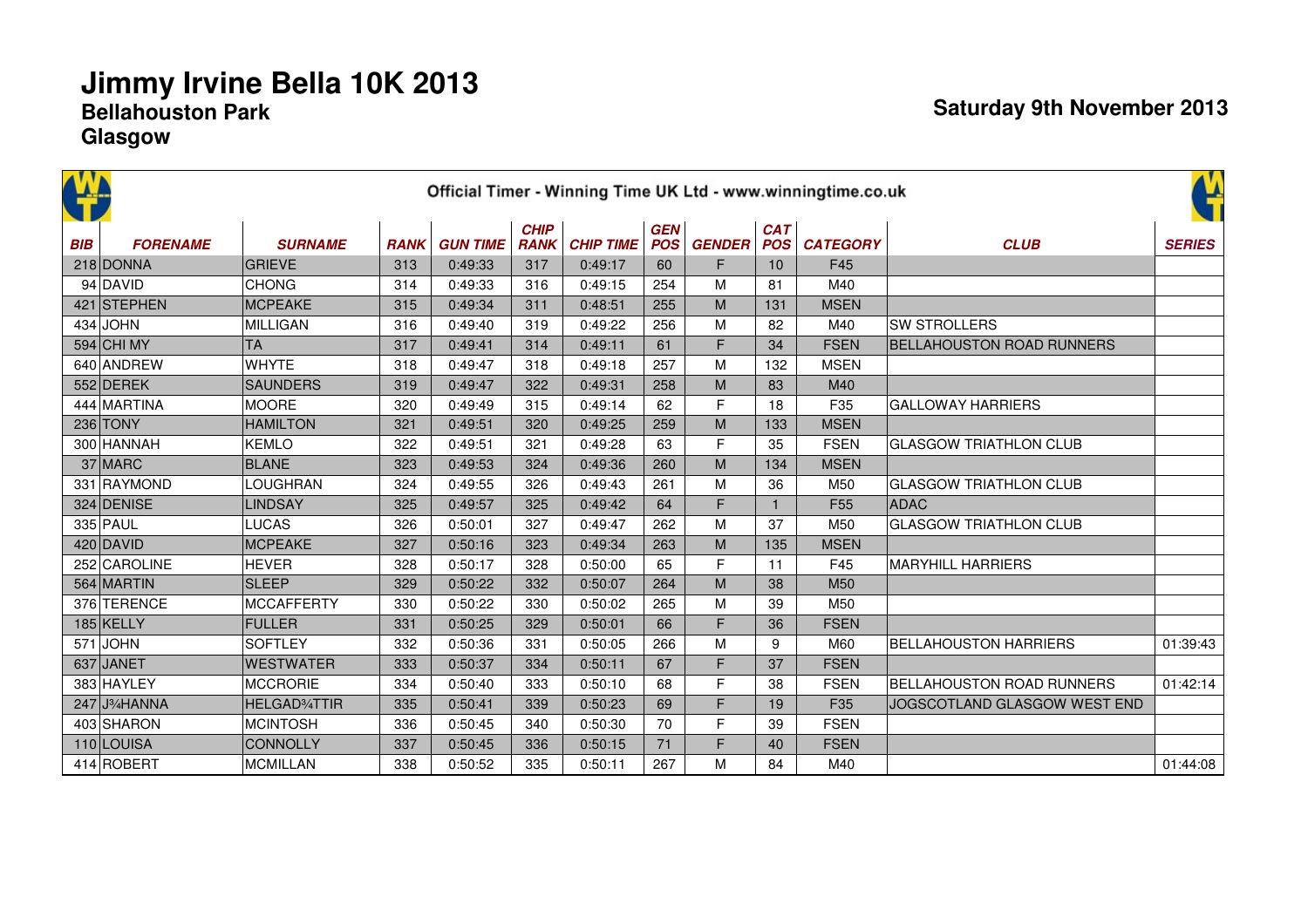# Jimmy Irvine Bella 10K 2013

## Bellahouston Park

## Glasgow

**Saturday 9th November 2013**

Official Timer - Winning Time UK Ltd - www.winningtime.co.uk

| BIB | FORENAME | SURNAME | RANK | GUN TIME | CHIP RANK | CHIP TIME | GEN POS | GENDER | CAT POS | CATEGORY | CLUB | SERIES |
|---|---|---|---|---|---|---|---|---|---|---|---|---|
| 218 | DONNA | GRIEVE | 313 | 0:49:33 | 317 | 0:49:17 | 60 | F | 10 | F45 | | |
| 94 | DAVID | CHONG | 314 | 0:49:33 | 316 | 0:49:15 | 254 | M | 81 | M40 | | |
| 421 | STEPHEN | MCPEAKE | 315 | 0:49:34 | 311 | 0:48:51 | 255 | M | 131 | MSEN | | |
| 434 | JOHN | MILLIGAN | 316 | 0:49:40 | 319 | 0:49:22 | 256 | M | 82 | M40 | SW STROLLERS | |
| 594 | CHI MY | TA | 317 | 0:49:41 | 314 | 0:49:11 | 61 | F | 34 | FSEN | BELLAHOUSTON ROAD RUNNERS | |
| 640 | ANDREW | WHYTE | 318 | 0:49:47 | 318 | 0:49:18 | 257 | M | 132 | MSEN | | |
| 552 | DEREK | SAUNDERS | 319 | 0:49:47 | 322 | 0:49:31 | 258 | M | 83 | M40 | | |
| 444 | MARTINA | MOORE | 320 | 0:49:49 | 315 | 0:49:14 | 62 | F | 18 | F35 | GALLOWAY HARRIERS | |
| 236 | TONY | HAMILTON | 321 | 0:49:51 | 320 | 0:49:25 | 259 | M | 133 | MSEN | | |
| 300 | HANNAH | KEMLO | 322 | 0:49:51 | 321 | 0:49:28 | 63 | F | 35 | FSEN | GLASGOW TRIATHLON CLUB | |
| 37 | MARC | BLANE | 323 | 0:49:53 | 324 | 0:49:36 | 260 | M | 134 | MSEN | | |
| 331 | RAYMOND | LOUGHRAN | 324 | 0:49:55 | 326 | 0:49:43 | 261 | M | 36 | M50 | GLASGOW TRIATHLON CLUB | |
| 324 | DENISE | LINDSAY | 325 | 0:49:57 | 325 | 0:49:42 | 64 | F | 1 | F55 | ADAC | |
| 335 | PAUL | LUCAS | 326 | 0:50:01 | 327 | 0:49:47 | 262 | M | 37 | M50 | GLASGOW TRIATHLON CLUB | |
| 420 | DAVID | MCPEAKE | 327 | 0:50:16 | 323 | 0:49:34 | 263 | M | 135 | MSEN | | |
| 252 | CAROLINE | HEVER | 328 | 0:50:17 | 328 | 0:50:00 | 65 | F | 11 | F45 | MARYHILL HARRIERS | |
| 564 | MARTIN | SLEEP | 329 | 0:50:22 | 332 | 0:50:07 | 264 | M | 38 | M50 | | |
| 376 | TERENCE | MCCAFFERTY | 330 | 0:50:22 | 330 | 0:50:02 | 265 | M | 39 | M50 | | |
| 185 | KELLY | FULLER | 331 | 0:50:25 | 329 | 0:50:01 | 66 | F | 36 | FSEN | | |
| 571 | JOHN | SOFTLEY | 332 | 0:50:36 | 331 | 0:50:05 | 266 | M | 9 | M60 | BELLAHOUSTON HARRIERS | 01:39:43 |
| 637 | JANET | WESTWATER | 333 | 0:50:37 | 334 | 0:50:11 | 67 | F | 37 | FSEN | | |
| 383 | HAYLEY | MCCRORIE | 334 | 0:50:40 | 333 | 0:50:10 | 68 | F | 38 | FSEN | BELLAHOUSTON ROAD RUNNERS | 01:42:14 |
| 247 | J¾HANNA | HELGAD¾TTIR | 335 | 0:50:41 | 339 | 0:50:23 | 69 | F | 19 | F35 | JOGSCOTLAND GLASGOW WEST END | |
| 403 | SHARON | MCINTOSH | 336 | 0:50:45 | 340 | 0:50:30 | 70 | F | 39 | FSEN | | |
| 110 | LOUISA | CONNOLLY | 337 | 0:50:45 | 336 | 0:50:15 | 71 | F | 40 | FSEN | | |
| 414 | ROBERT | MCMILLAN | 338 | 0:50:52 | 335 | 0:50:11 | 267 | M | 84 | M40 | | 01:44:08 |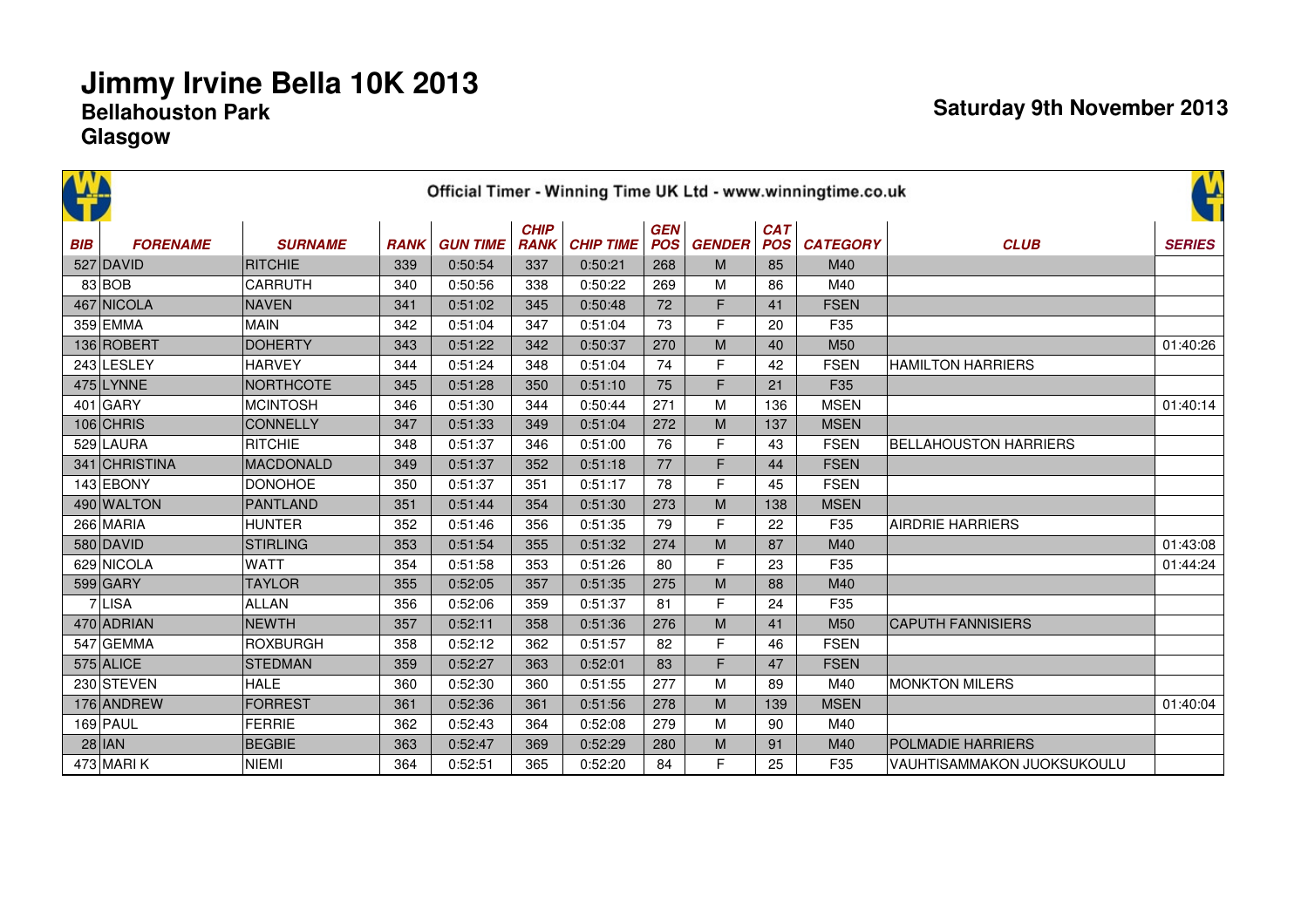# Jimmy Irvine Bella 10K 2013

## Bellahouston Park
## Glasgow

**Saturday 9th November 2013**

Official Timer - Winning Time UK Ltd - www.winningtime.co.uk

| BIB | FORENAME | SURNAME | RANK | GUN TIME | CHIP RANK | CHIP TIME | GEN POS | GENDER | CAT POS | CATEGORY | CLUB | SERIES |
|---|---|---|---|---|---|---|---|---|---|---|---|---|
| 527 | DAVID | RITCHIE | 339 | 0:50:54 | 337 | 0:50:21 | 268 | M | 85 | M40 | | |
| 83 | BOB | CARRUTH | 340 | 0:50:56 | 338 | 0:50:22 | 269 | M | 86 | M40 | | |
| 467 | NICOLA | NAVEN | 341 | 0:51:02 | 345 | 0:50:48 | 72 | F | 41 | FSEN | | |
| 359 | EMMA | MAIN | 342 | 0:51:04 | 347 | 0:51:04 | 73 | F | 20 | F35 | | |
| 136 | ROBERT | DOHERTY | 343 | 0:51:22 | 342 | 0:50:37 | 270 | M | 40 | M50 | | 01:40:26 |
| 243 | LESLEY | HARVEY | 344 | 0:51:24 | 348 | 0:51:04 | 74 | F | 42 | FSEN | HAMILTON HARRIERS | |
| 475 | LYNNE | NORTHCOTE | 345 | 0:51:28 | 350 | 0:51:10 | 75 | F | 21 | F35 | | |
| 401 | GARY | MCINTOSH | 346 | 0:51:30 | 344 | 0:50:44 | 271 | M | 136 | MSEN | | 01:40:14 |
| 106 | CHRIS | CONNELLY | 347 | 0:51:33 | 349 | 0:51:04 | 272 | M | 137 | MSEN | | |
| 529 | LAURA | RITCHIE | 348 | 0:51:37 | 346 | 0:51:00 | 76 | F | 43 | FSEN | BELLAHOUSTON HARRIERS | |
| 341 | CHRISTINA | MACDONALD | 349 | 0:51:37 | 352 | 0:51:18 | 77 | F | 44 | FSEN | | |
| 143 | EBONY | DONOHOE | 350 | 0:51:37 | 351 | 0:51:17 | 78 | F | 45 | FSEN | | |
| 490 | WALTON | PANTLAND | 351 | 0:51:44 | 354 | 0:51:30 | 273 | M | 138 | MSEN | | |
| 266 | MARIA | HUNTER | 352 | 0:51:46 | 356 | 0:51:35 | 79 | F | 22 | F35 | AIRDRIE HARRIERS | |
| 580 | DAVID | STIRLING | 353 | 0:51:54 | 355 | 0:51:32 | 274 | M | 87 | M40 | | 01:43:08 |
| 629 | NICOLA | WATT | 354 | 0:51:58 | 353 | 0:51:26 | 80 | F | 23 | F35 | | 01:44:24 |
| 599 | GARY | TAYLOR | 355 | 0:52:05 | 357 | 0:51:35 | 275 | M | 88 | M40 | | |
| 7 | LISA | ALLAN | 356 | 0:52:06 | 359 | 0:51:37 | 81 | F | 24 | F35 | | |
| 470 | ADRIAN | NEWTH | 357 | 0:52:11 | 358 | 0:51:36 | 276 | M | 41 | M50 | CAPUTH FANNISIERS | |
| 547 | GEMMA | ROXBURGH | 358 | 0:52:12 | 362 | 0:51:57 | 82 | F | 46 | FSEN | | |
| 575 | ALICE | STEDMAN | 359 | 0:52:27 | 363 | 0:52:01 | 83 | F | 47 | FSEN | | |
| 230 | STEVEN | HALE | 360 | 0:52:30 | 360 | 0:51:55 | 277 | M | 89 | M40 | MONKTON MILERS | |
| 176 | ANDREW | FORREST | 361 | 0:52:36 | 361 | 0:51:56 | 278 | M | 139 | MSEN | | 01:40:04 |
| 169 | PAUL | FERRIE | 362 | 0:52:43 | 364 | 0:52:08 | 279 | M | 90 | M40 | | |
| 28 | IAN | BEGBIE | 363 | 0:52:47 | 369 | 0:52:29 | 280 | M | 91 | M40 | POLMADIE HARRIERS | |
| 473 | MARI K | NIEMI | 364 | 0:52:51 | 365 | 0:52:20 | 84 | F | 25 | F35 | VAUHTISAMMAKON JUOKSUKOULU | |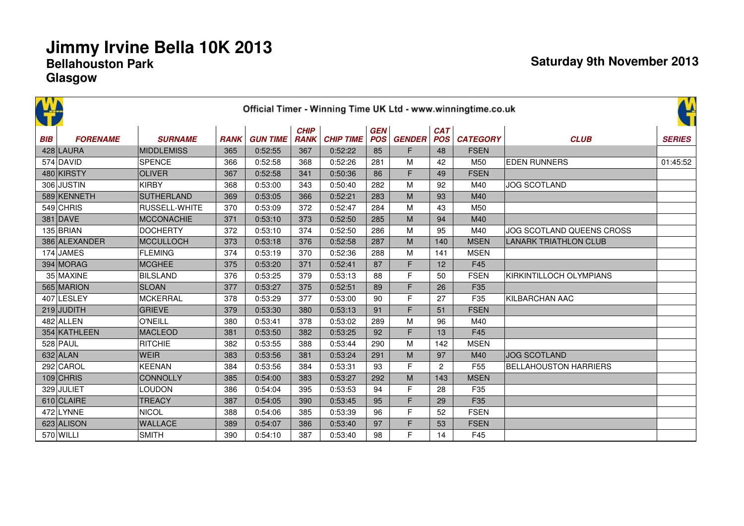# Jimmy Irvine Bella 10K 2013

## Bellahouston Park

## Glasgow

**Saturday 9th November 2013**

Official Timer - Winning Time UK Ltd - www.winningtime.co.uk

| BIB | FORENAME | SURNAME | RANK | GUN TIME | CHIP RANK | CHIP TIME | GEN POS | GENDER | CAT POS | CATEGORY | CLUB | SERIES |
|---|---|---|---|---|---|---|---|---|---|---|---|---|
| 428 | LAURA | MIDDLEMISS | 365 | 0:52:55 | 367 | 0:52:22 | 85 | F | 48 | FSEN | | |
| 574 | DAVID | SPENCE | 366 | 0:52:58 | 368 | 0:52:26 | 281 | M | 42 | M50 | EDEN RUNNERS | 01:45:52 |
| 480 | KIRSTY | OLIVER | 367 | 0:52:58 | 341 | 0:50:36 | 86 | F | 49 | FSEN | | |
| 306 | JUSTIN | KIRBY | 368 | 0:53:00 | 343 | 0:50:40 | 282 | M | 92 | M40 | JOG SCOTLAND | |
| 589 | KENNETH | SUTHERLAND | 369 | 0:53:05 | 366 | 0:52:21 | 283 | M | 93 | M40 | | |
| 549 | CHRIS | RUSSELL-WHITE | 370 | 0:53:09 | 372 | 0:52:47 | 284 | M | 43 | M50 | | |
| 381 | DAVE | MCCONACHIE | 371 | 0:53:10 | 373 | 0:52:50 | 285 | M | 94 | M40 | | |
| 135 | BRIAN | DOCHERTY | 372 | 0:53:10 | 374 | 0:52:50 | 286 | M | 95 | M40 | JOG SCOTLAND QUEENS CROSS | |
| 386 | ALEXANDER | MCCULLOCH | 373 | 0:53:18 | 376 | 0:52:58 | 287 | M | 140 | MSEN | LANARK TRIATHLON CLUB | |
| 174 | JAMES | FLEMING | 374 | 0:53:19 | 370 | 0:52:36 | 288 | M | 141 | MSEN | | |
| 394 | MORAG | MCGHEE | 375 | 0:53:20 | 371 | 0:52:41 | 87 | F | 12 | F45 | | |
| 35 | MAXINE | BILSLAND | 376 | 0:53:25 | 379 | 0:53:13 | 88 | F | 50 | FSEN | KIRKINTILLOCH OLYMPIANS | |
| 565 | MARION | SLOAN | 377 | 0:53:27 | 375 | 0:52:51 | 89 | F | 26 | F35 | | |
| 407 | LESLEY | MCKERRAL | 378 | 0:53:29 | 377 | 0:53:00 | 90 | F | 27 | F35 | KILBARCHAN AAC | |
| 219 | JUDITH | GRIEVE | 379 | 0:53:30 | 380 | 0:53:13 | 91 | F | 51 | FSEN | | |
| 482 | ALLEN | O'NEILL | 380 | 0:53:41 | 378 | 0:53:02 | 289 | M | 96 | M40 | | |
| 354 | KATHLEEN | MACLEOD | 381 | 0:53:50 | 382 | 0:53:25 | 92 | F | 13 | F45 | | |
| 528 | PAUL | RITCHIE | 382 | 0:53:55 | 388 | 0:53:44 | 290 | M | 142 | MSEN | | |
| 632 | ALAN | WEIR | 383 | 0:53:56 | 381 | 0:53:24 | 291 | M | 97 | M40 | JOG SCOTLAND | |
| 292 | CAROL | KEENAN | 384 | 0:53:56 | 384 | 0:53:31 | 93 | F | 2 | F55 | BELLAHOUSTON HARRIERS | |
| 109 | CHRIS | CONNOLLY | 385 | 0:54:00 | 383 | 0:53:27 | 292 | M | 143 | MSEN | | |
| 329 | JULIET | LOUDON | 386 | 0:54:04 | 395 | 0:53:53 | 94 | F | 28 | F35 | | |
| 610 | CLAIRE | TREACY | 387 | 0:54:05 | 390 | 0:53:45 | 95 | F | 29 | F35 | | |
| 472 | LYNNE | NICOL | 388 | 0:54:06 | 385 | 0:53:39 | 96 | F | 52 | FSEN | | |
| 623 | ALISON | WALLACE | 389 | 0:54:07 | 386 | 0:53:40 | 97 | F | 53 | FSEN | | |
| 570 | WILLI | SMITH | 390 | 0:54:10 | 387 | 0:53:40 | 98 | F | 14 | F45 | | |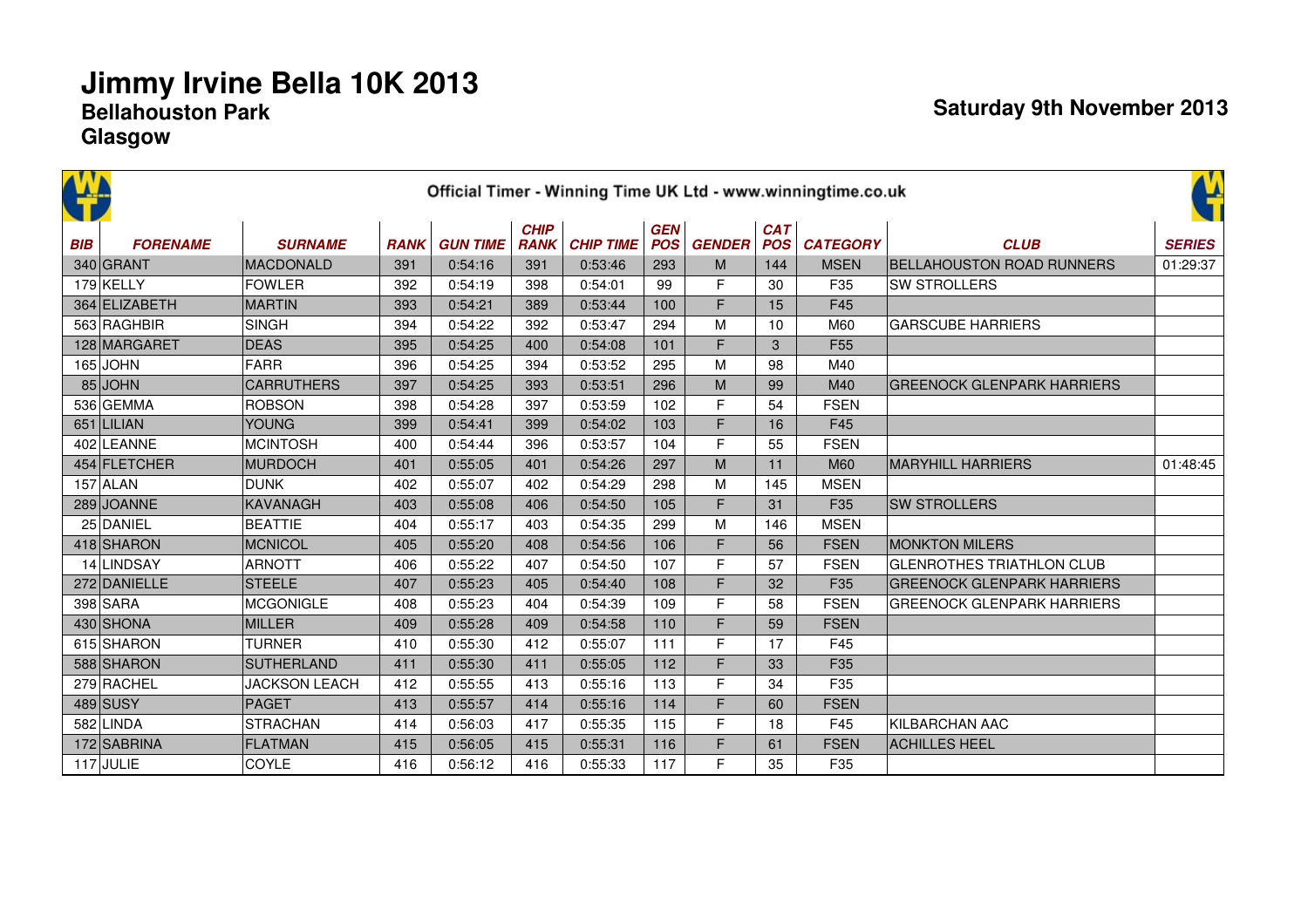# Jimmy Irvine Bella 10K 2013

## Bellahouston Park

## Glasgow

**Saturday 9th November 2013**

Official Timer - Winning Time UK Ltd - www.winningtime.co.uk

| BIB | FORENAME | SURNAME | RANK | GUN TIME | CHIP RANK | CHIP TIME | GEN POS | GENDER | CAT POS | CATEGORY | CLUB | SERIES |
|---|---|---|---|---|---|---|---|---|---|---|---|---|
| 340 | GRANT | MACDONALD | 391 | 0:54:16 | 391 | 0:53:46 | 293 | M | 144 | MSEN | BELLAHOUSTON ROAD RUNNERS | 01:29:37 |
| 179 | KELLY | FOWLER | 392 | 0:54:19 | 398 | 0:54:01 | 99 | F | 30 | F35 | SW STROLLERS | |
| 364 | ELIZABETH | MARTIN | 393 | 0:54:21 | 389 | 0:53:44 | 100 | F | 15 | F45 | | |
| 563 | RAGHBIR | SINGH | 394 | 0:54:22 | 392 | 0:53:47 | 294 | M | 10 | M60 | GARSCUBE HARRIERS | |
| 128 | MARGARET | DEAS | 395 | 0:54:25 | 400 | 0:54:08 | 101 | F | 3 | F55 | | |
| 165 | JOHN | FARR | 396 | 0:54:25 | 394 | 0:53:52 | 295 | M | 98 | M40 | | |
| 85 | JOHN | CARRUTHERS | 397 | 0:54:25 | 393 | 0:53:51 | 296 | M | 99 | M40 | GREENOCK GLENPARK HARRIERS | |
| 536 | GEMMA | ROBSON | 398 | 0:54:28 | 397 | 0:53:59 | 102 | F | 54 | FSEN | | |
| 651 | LILIAN | YOUNG | 399 | 0:54:41 | 399 | 0:54:02 | 103 | F | 16 | F45 | | |
| 402 | LEANNE | MCINTOSH | 400 | 0:54:44 | 396 | 0:53:57 | 104 | F | 55 | FSEN | | |
| 454 | FLETCHER | MURDOCH | 401 | 0:55:05 | 401 | 0:54:26 | 297 | M | 11 | M60 | MARYHILL HARRIERS | 01:48:45 |
| 157 | ALAN | DUNK | 402 | 0:55:07 | 402 | 0:54:29 | 298 | M | 145 | MSEN | | |
| 289 | JOANNE | KAVANAGH | 403 | 0:55:08 | 406 | 0:54:50 | 105 | F | 31 | F35 | SW STROLLERS | |
| 25 | DANIEL | BEATTIE | 404 | 0:55:17 | 403 | 0:54:35 | 299 | M | 146 | MSEN | | |
| 418 | SHARON | MCNICOL | 405 | 0:55:20 | 408 | 0:54:56 | 106 | F | 56 | FSEN | MONKTON MILERS | |
| 14 | LINDSAY | ARNOTT | 406 | 0:55:22 | 407 | 0:54:50 | 107 | F | 57 | FSEN | GLENROTHES TRIATHLON CLUB | |
| 272 | DANIELLE | STEELE | 407 | 0:55:23 | 405 | 0:54:40 | 108 | F | 32 | F35 | GREENOCK GLENPARK HARRIERS | |
| 398 | SARA | MCGONIGLE | 408 | 0:55:23 | 404 | 0:54:39 | 109 | F | 58 | FSEN | GREENOCK GLENPARK HARRIERS | |
| 430 | SHONA | MILLER | 409 | 0:55:28 | 409 | 0:54:58 | 110 | F | 59 | FSEN | | |
| 615 | SHARON | TURNER | 410 | 0:55:30 | 412 | 0:55:07 | 111 | F | 17 | F45 | | |
| 588 | SHARON | SUTHERLAND | 411 | 0:55:30 | 411 | 0:55:05 | 112 | F | 33 | F35 | | |
| 279 | RACHEL | JACKSON LEACH | 412 | 0:55:55 | 413 | 0:55:16 | 113 | F | 34 | F35 | | |
| 489 | SUSY | PAGET | 413 | 0:55:57 | 414 | 0:55:16 | 114 | F | 60 | FSEN | | |
| 582 | LINDA | STRACHAN | 414 | 0:56:03 | 417 | 0:55:35 | 115 | F | 18 | F45 | KILBARCHAN AAC | |
| 172 | SABRINA | FLATMAN | 415 | 0:56:05 | 415 | 0:55:31 | 116 | F | 61 | FSEN | ACHILLES HEEL | |
| 117 | JULIE | COYLE | 416 | 0:56:12 | 416 | 0:55:33 | 117 | F | 35 | F35 | | |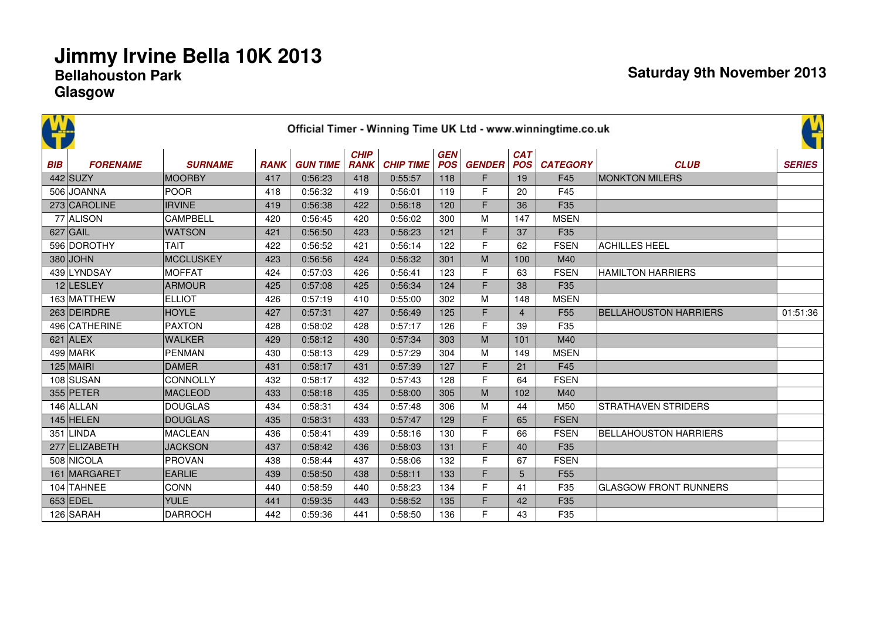# Jimmy Irvine Bella 10K 2013

## Bellahouston Park

## Glasgow

**Saturday 9th November 2013**

Official Timer - Winning Time UK Ltd - www.winningtime.co.uk

| BIB | FORENAME | SURNAME | RANK | GUN TIME | CHIP RANK | CHIP TIME | GEN POS | GENDER | CAT POS | CATEGORY | CLUB | SERIES |
|---|---|---|---|---|---|---|---|---|---|---|---|---|
| 442 | SUZY | MOORBY | 417 | 0:56:23 | 418 | 0:55:57 | 118 | F | 19 | F45 | MONKTON MILERS | |
| 506 | JOANNA | POOR | 418 | 0:56:32 | 419 | 0:56:01 | 119 | F | 20 | F45 | | |
| 273 | CAROLINE | IRVINE | 419 | 0:56:38 | 422 | 0:56:18 | 120 | F | 36 | F35 | | |
| 77 | ALISON | CAMPBELL | 420 | 0:56:45 | 420 | 0:56:02 | 300 | M | 147 | MSEN | | |
| 627 | GAIL | WATSON | 421 | 0:56:50 | 423 | 0:56:23 | 121 | F | 37 | F35 | | |
| 596 | DOROTHY | TAIT | 422 | 0:56:52 | 421 | 0:56:14 | 122 | F | 62 | FSEN | ACHILLES HEEL | |
| 380 | JOHN | MCCLUSKEY | 423 | 0:56:56 | 424 | 0:56:32 | 301 | M | 100 | M40 | | |
| 439 | LYNDSAY | MOFFAT | 424 | 0:57:03 | 426 | 0:56:41 | 123 | F | 63 | FSEN | HAMILTON HARRIERS | |
| 12 | LESLEY | ARMOUR | 425 | 0:57:08 | 425 | 0:56:34 | 124 | F | 38 | F35 | | |
| 163 | MATTHEW | ELLIOT | 426 | 0:57:19 | 410 | 0:55:00 | 302 | M | 148 | MSEN | | |
| 263 | DEIRDRE | HOYLE | 427 | 0:57:31 | 427 | 0:56:49 | 125 | F | 4 | F55 | BELLAHOUSTON HARRIERS | 01:51:36 |
| 496 | CATHERINE | PAXTON | 428 | 0:58:02 | 428 | 0:57:17 | 126 | F | 39 | F35 | | |
| 621 | ALEX | WALKER | 429 | 0:58:12 | 430 | 0:57:34 | 303 | M | 101 | M40 | | |
| 499 | MARK | PENMAN | 430 | 0:58:13 | 429 | 0:57:29 | 304 | M | 149 | MSEN | | |
| 125 | MAIRI | DAMER | 431 | 0:58:17 | 431 | 0:57:39 | 127 | F | 21 | F45 | | |
| 108 | SUSAN | CONNOLLY | 432 | 0:58:17 | 432 | 0:57:43 | 128 | F | 64 | FSEN | | |
| 355 | PETER | MACLEOD | 433 | 0:58:18 | 435 | 0:58:00 | 305 | M | 102 | M40 | | |
| 146 | ALLAN | DOUGLAS | 434 | 0:58:31 | 434 | 0:57:48 | 306 | M | 44 | M50 | STRATHAVEN STRIDERS | |
| 145 | HELEN | DOUGLAS | 435 | 0:58:31 | 433 | 0:57:47 | 129 | F | 65 | FSEN | | |
| 351 | LINDA | MACLEAN | 436 | 0:58:41 | 439 | 0:58:16 | 130 | F | 66 | FSEN | BELLAHOUSTON HARRIERS | |
| 277 | ELIZABETH | JACKSON | 437 | 0:58:42 | 436 | 0:58:03 | 131 | F | 40 | F35 | | |
| 508 | NICOLA | PROVAN | 438 | 0:58:44 | 437 | 0:58:06 | 132 | F | 67 | FSEN | | |
| 161 | MARGARET | EARLIE | 439 | 0:58:50 | 438 | 0:58:11 | 133 | F | 5 | F55 | | |
| 104 | TAHNEE | CONN | 440 | 0:58:59 | 440 | 0:58:23 | 134 | F | 41 | F35 | GLASGOW FRONT RUNNERS | |
| 653 | EDEL | YULE | 441 | 0:59:35 | 443 | 0:58:52 | 135 | F | 42 | F35 | | |
| 126 | SARAH | DARROCH | 442 | 0:59:36 | 441 | 0:58:50 | 136 | F | 43 | F35 | | |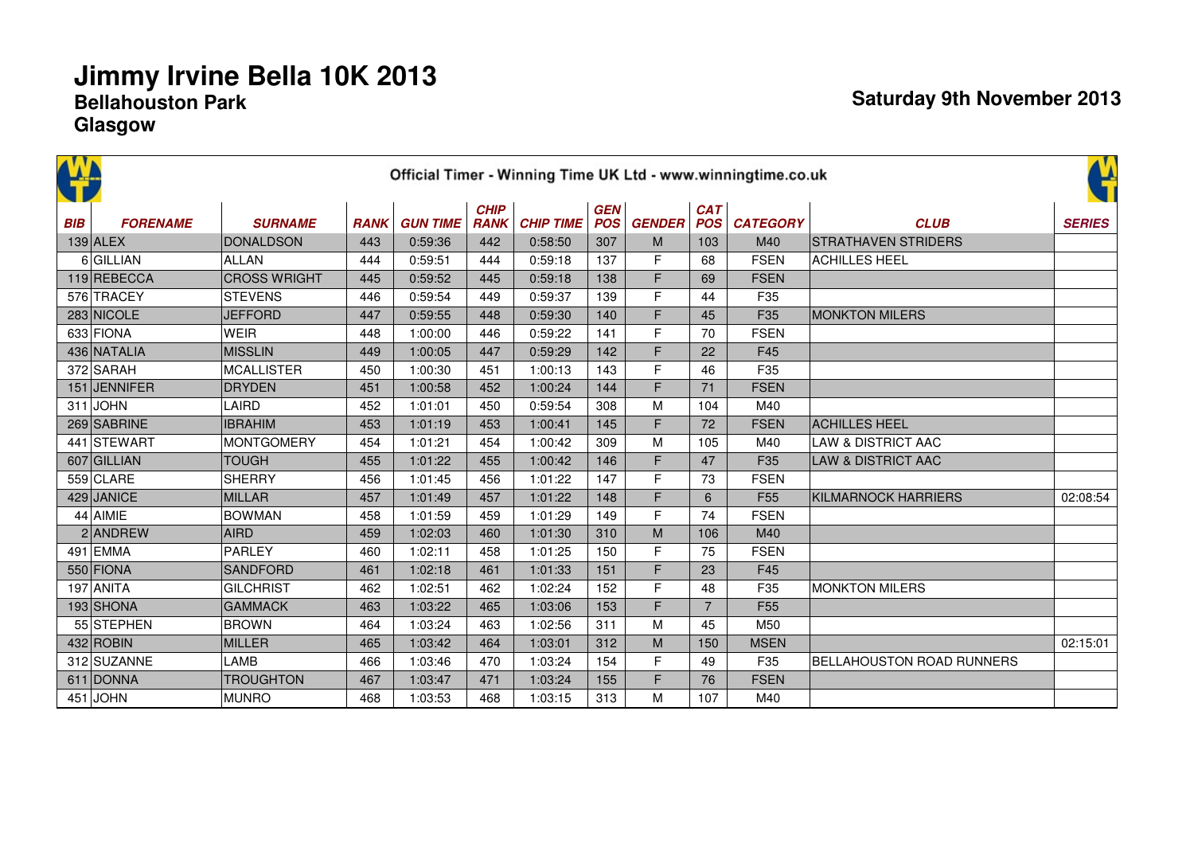# Jimmy Irvine Bella 10K 2013

## Bellahouston Park

## Glasgow

**Saturday 9th November 2013**

Official Timer - Winning Time UK Ltd - www.winningtime.co.uk

| BIB | FORENAME | SURNAME | RANK | GUN TIME | CHIP RANK | CHIP TIME | GEN POS | GENDER | CAT POS | CATEGORY | CLUB | SERIES |
|---|---|---|---|---|---|---|---|---|---|---|---|---|
| 139 | ALEX | DONALDSON | 443 | 0:59:36 | 442 | 0:58:50 | 307 | M | 103 | M40 | STRATHAVEN STRIDERS | |
| 6 | GILLIAN | ALLAN | 444 | 0:59:51 | 444 | 0:59:18 | 137 | F | 68 | FSEN | ACHILLES HEEL | |
| 119 | REBECCA | CROSS WRIGHT | 445 | 0:59:52 | 445 | 0:59:18 | 138 | F | 69 | FSEN | | |
| 576 | TRACEY | STEVENS | 446 | 0:59:54 | 449 | 0:59:37 | 139 | F | 44 | F35 | | |
| 283 | NICOLE | JEFFORD | 447 | 0:59:55 | 448 | 0:59:30 | 140 | F | 45 | F35 | MONKTON MILERS | |
| 633 | FIONA | WEIR | 448 | 1:00:00 | 446 | 0:59:22 | 141 | F | 70 | FSEN | | |
| 436 | NATALIA | MISSLIN | 449 | 1:00:05 | 447 | 0:59:29 | 142 | F | 22 | F45 | | |
| 372 | SARAH | MCALLISTER | 450 | 1:00:30 | 451 | 1:00:13 | 143 | F | 46 | F35 | | |
| 151 | JENNIFER | DRYDEN | 451 | 1:00:58 | 452 | 1:00:24 | 144 | F | 71 | FSEN | | |
| 311 | JOHN | LAIRD | 452 | 1:01:01 | 450 | 0:59:54 | 308 | M | 104 | M40 | | |
| 269 | SABRINE | IBRAHIM | 453 | 1:01:19 | 453 | 1:00:41 | 145 | F | 72 | FSEN | ACHILLES HEEL | |
| 441 | STEWART | MONTGOMERY | 454 | 1:01:21 | 454 | 1:00:42 | 309 | M | 105 | M40 | LAW & DISTRICT AAC | |
| 607 | GILLIAN | TOUGH | 455 | 1:01:22 | 455 | 1:00:42 | 146 | F | 47 | F35 | LAW & DISTRICT AAC | |
| 559 | CLARE | SHERRY | 456 | 1:01:45 | 456 | 1:01:22 | 147 | F | 73 | FSEN | | |
| 429 | JANICE | MILLAR | 457 | 1:01:49 | 457 | 1:01:22 | 148 | F | 6 | F55 | KILMARNOCK HARRIERS | 02:08:54 |
| 44 | AIMIE | BOWMAN | 458 | 1:01:59 | 459 | 1:01:29 | 149 | F | 74 | FSEN | | |
| 2 | ANDREW | AIRD | 459 | 1:02:03 | 460 | 1:01:30 | 310 | M | 106 | M40 | | |
| 491 | EMMA | PARLEY | 460 | 1:02:11 | 458 | 1:01:25 | 150 | F | 75 | FSEN | | |
| 550 | FIONA | SANDFORD | 461 | 1:02:18 | 461 | 1:01:33 | 151 | F | 23 | F45 | | |
| 197 | ANITA | GILCHRIST | 462 | 1:02:51 | 462 | 1:02:24 | 152 | F | 48 | F35 | MONKTON MILERS | |
| 193 | SHONA | GAMMACK | 463 | 1:03:22 | 465 | 1:03:06 | 153 | F | 7 | F55 | | |
| 55 | STEPHEN | BROWN | 464 | 1:03:24 | 463 | 1:02:56 | 311 | M | 45 | M50 | | |
| 432 | ROBIN | MILLER | 465 | 1:03:42 | 464 | 1:03:01 | 312 | M | 150 | MSEN | | 02:15:01 |
| 312 | SUZANNE | LAMB | 466 | 1:03:46 | 470 | 1:03:24 | 154 | F | 49 | F35 | BELLAHOUSTON ROAD RUNNERS | |
| 611 | DONNA | TROUGHTON | 467 | 1:03:47 | 471 | 1:03:24 | 155 | F | 76 | FSEN | | |
| 451 | JOHN | MUNRO | 468 | 1:03:53 | 468 | 1:03:15 | 313 | M | 107 | M40 | | |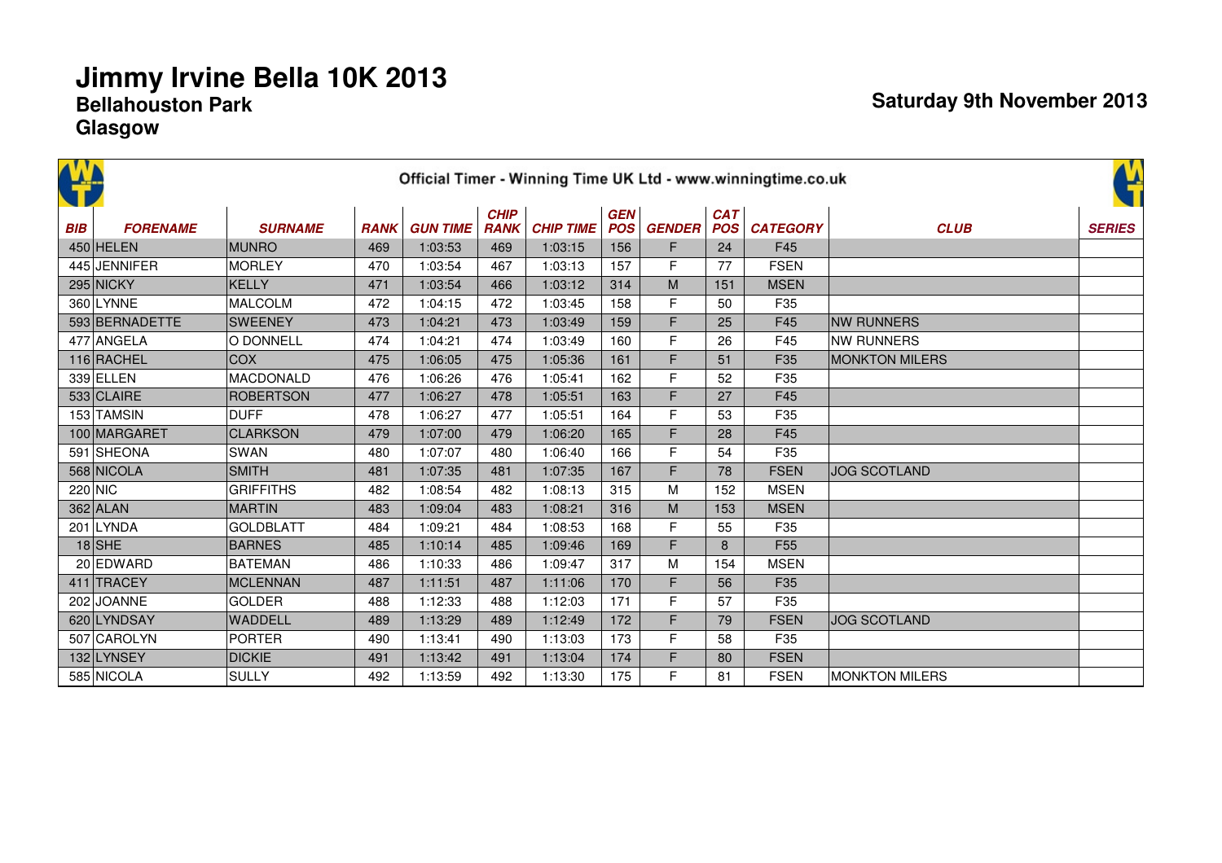# Jimmy Irvine Bella 10K 2013

## Bellahouston Park

## Glasgow

**Saturday 9th November 2013**

Official Timer - Winning Time UK Ltd - www.winningtime.co.uk

| BIB | FORENAME | SURNAME | RANK | GUN TIME | CHIP RANK | CHIP TIME | GEN POS | GENDER | CAT POS | CATEGORY | CLUB | SERIES |
|---|---|---|---|---|---|---|---|---|---|---|---|---|
| 450 | HELEN | MUNRO | 469 | 1:03:53 | 469 | 1:03:15 | 156 | F | 24 | F45 | | |
| 445 | JENNIFER | MORLEY | 470 | 1:03:54 | 467 | 1:03:13 | 157 | F | 77 | FSEN | | |
| 295 | NICKY | KELLY | 471 | 1:03:54 | 466 | 1:03:12 | 314 | M | 151 | MSEN | | |
| 360 | LYNNE | MALCOLM | 472 | 1:04:15 | 472 | 1:03:45 | 158 | F | 50 | F35 | | |
| 593 | BERNADETTE | SWEENEY | 473 | 1:04:21 | 473 | 1:03:49 | 159 | F | 25 | F45 | NW RUNNERS | |
| 477 | ANGELA | O DONNELL | 474 | 1:04:21 | 474 | 1:03:49 | 160 | F | 26 | F45 | NW RUNNERS | |
| 116 | RACHEL | COX | 475 | 1:06:05 | 475 | 1:05:36 | 161 | F | 51 | F35 | MONKTON MILERS | |
| 339 | ELLEN | MACDONALD | 476 | 1:06:26 | 476 | 1:05:41 | 162 | F | 52 | F35 | | |
| 533 | CLAIRE | ROBERTSON | 477 | 1:06:27 | 478 | 1:05:51 | 163 | F | 27 | F45 | | |
| 153 | TAMSIN | DUFF | 478 | 1:06:27 | 477 | 1:05:51 | 164 | F | 53 | F35 | | |
| 100 | MARGARET | CLARKSON | 479 | 1:07:00 | 479 | 1:06:20 | 165 | F | 28 | F45 | | |
| 591 | SHEONA | SWAN | 480 | 1:07:07 | 480 | 1:06:40 | 166 | F | 54 | F35 | | |
| 568 | NICOLA | SMITH | 481 | 1:07:35 | 481 | 1:07:35 | 167 | F | 78 | FSEN | JOG SCOTLAND | |
| 220 | NIC | GRIFFITHS | 482 | 1:08:54 | 482 | 1:08:13 | 315 | M | 152 | MSEN | | |
| 362 | ALAN | MARTIN | 483 | 1:09:04 | 483 | 1:08:21 | 316 | M | 153 | MSEN | | |
| 201 | LYNDA | GOLDBLATT | 484 | 1:09:21 | 484 | 1:08:53 | 168 | F | 55 | F35 | | |
| 18 | SHE | BARNES | 485 | 1:10:14 | 485 | 1:09:46 | 169 | F | 8 | F55 | | |
| 20 | EDWARD | BATEMAN | 486 | 1:10:33 | 486 | 1:09:47 | 317 | M | 154 | MSEN | | |
| 411 | TRACEY | MCLENNAN | 487 | 1:11:51 | 487 | 1:11:06 | 170 | F | 56 | F35 | | |
| 202 | JOANNE | GOLDER | 488 | 1:12:33 | 488 | 1:12:03 | 171 | F | 57 | F35 | | |
| 620 | LYNDSAY | WADDELL | 489 | 1:13:29 | 489 | 1:12:49 | 172 | F | 79 | FSEN | JOG SCOTLAND | |
| 507 | CAROLYN | PORTER | 490 | 1:13:41 | 490 | 1:13:03 | 173 | F | 58 | F35 | | |
| 132 | LYNSEY | DICKIE | 491 | 1:13:42 | 491 | 1:13:04 | 174 | F | 80 | FSEN | | |
| 585 | NICOLA | SULLY | 492 | 1:13:59 | 492 | 1:13:30 | 175 | F | 81 | FSEN | MONKTON MILERS | |